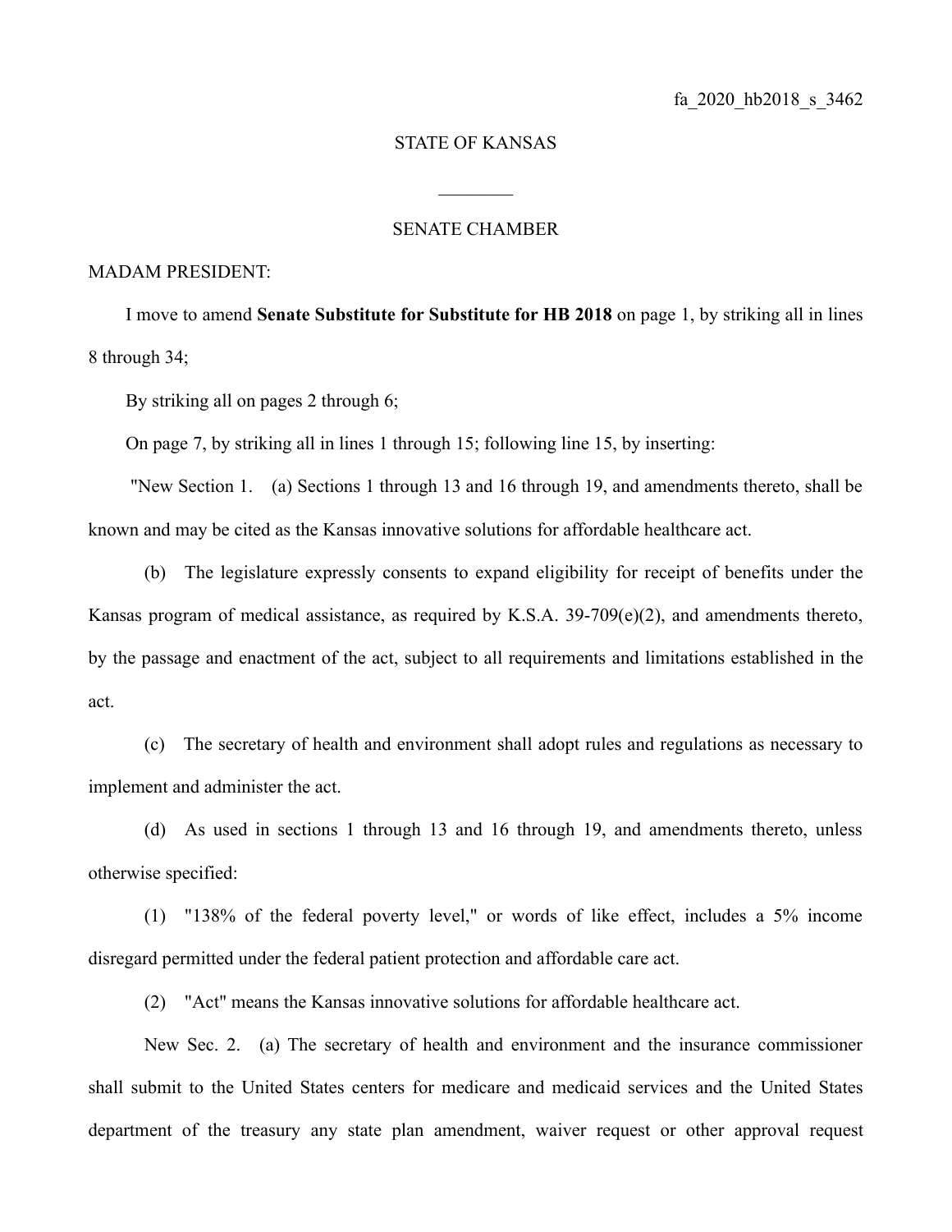fa_2020_hb2018_s_3462

STATE OF KANSAS

________

SENATE CHAMBER

MADAM PRESIDENT:

I move to amend **Senate Substitute for Substitute for HB 2018** on page 1, by striking all in lines 8 through 34;

By striking all on pages 2 through 6;

On page 7, by striking all in lines 1 through 15; following line 15, by inserting:

"New Section 1. (a) Sections 1 through 13 and 16 through 19, and amendments thereto, shall be known and may be cited as the Kansas innovative solutions for affordable healthcare act.

(b) The legislature expressly consents to expand eligibility for receipt of benefits under the Kansas program of medical assistance, as required by K.S.A. 39-709(e)(2), and amendments thereto, by the passage and enactment of the act, subject to all requirements and limitations established in the act.

(c) The secretary of health and environment shall adopt rules and regulations as necessary to implement and administer the act.

(d) As used in sections 1 through 13 and 16 through 19, and amendments thereto, unless otherwise specified:

(1) "138% of the federal poverty level," or words of like effect, includes a 5% income disregard permitted under the federal patient protection and affordable care act.

(2) "Act" means the Kansas innovative solutions for affordable healthcare act.

New Sec. 2. (a) The secretary of health and environment and the insurance commissioner shall submit to the United States centers for medicare and medicaid services and the United States department of the treasury any state plan amendment, waiver request or other approval request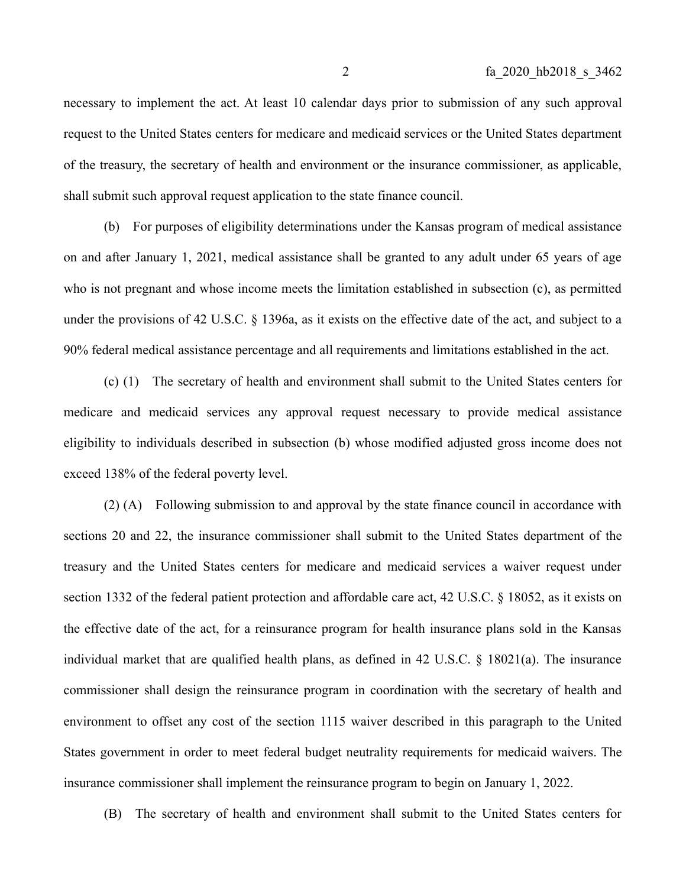necessary to implement the act. At least 10 calendar days prior to submission of any such approval request to the United States centers for medicare and medicaid services or the United States department of the treasury, the secretary of health and environment or the insurance commissioner, as applicable, shall submit such approval request application to the state finance council.

(b) For purposes of eligibility determinations under the Kansas program of medical assistance on and after January 1, 2021, medical assistance shall be granted to any adult under 65 years of age who is not pregnant and whose income meets the limitation established in subsection (c), as permitted under the provisions of 42 U.S.C. § 1396a, as it exists on the effective date of the act, and subject to a 90% federal medical assistance percentage and all requirements and limitations established in the act.

(c) (1) The secretary of health and environment shall submit to the United States centers for medicare and medicaid services any approval request necessary to provide medical assistance eligibility to individuals described in subsection (b) whose modified adjusted gross income does not exceed 138% of the federal poverty level.

(2) (A) Following submission to and approval by the state finance council in accordance with sections 20 and 22, the insurance commissioner shall submit to the United States department of the treasury and the United States centers for medicare and medicaid services a waiver request under section 1332 of the federal patient protection and affordable care act, 42 U.S.C. § 18052, as it exists on the effective date of the act, for a reinsurance program for health insurance plans sold in the Kansas individual market that are qualified health plans, as defined in 42 U.S.C. § 18021(a). The insurance commissioner shall design the reinsurance program in coordination with the secretary of health and environment to offset any cost of the section 1115 waiver described in this paragraph to the United States government in order to meet federal budget neutrality requirements for medicaid waivers. The insurance commissioner shall implement the reinsurance program to begin on January 1, 2022.

(B) The secretary of health and environment shall submit to the United States centers for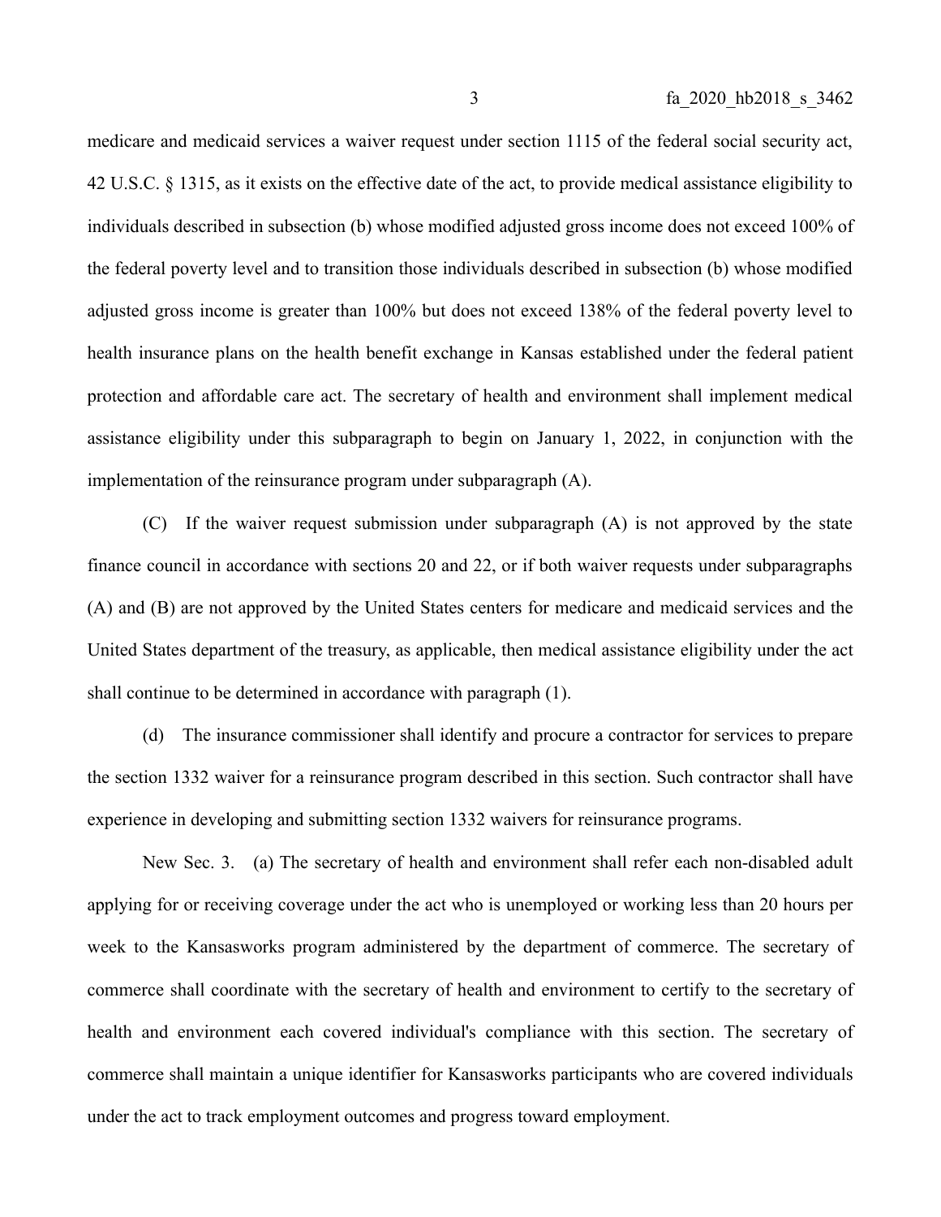medicare and medicaid services a waiver request under section 1115 of the federal social security act, 42 U.S.C. § 1315, as it exists on the effective date of the act, to provide medical assistance eligibility to individuals described in subsection (b) whose modified adjusted gross income does not exceed 100% of the federal poverty level and to transition those individuals described in subsection (b) whose modified adjusted gross income is greater than 100% but does not exceed 138% of the federal poverty level to health insurance plans on the health benefit exchange in Kansas established under the federal patient protection and affordable care act. The secretary of health and environment shall implement medical assistance eligibility under this subparagraph to begin on January 1, 2022, in conjunction with the implementation of the reinsurance program under subparagraph (A).

(C) If the waiver request submission under subparagraph (A) is not approved by the state finance council in accordance with sections 20 and 22, or if both waiver requests under subparagraphs (A) and (B) are not approved by the United States centers for medicare and medicaid services and the United States department of the treasury, as applicable, then medical assistance eligibility under the act shall continue to be determined in accordance with paragraph (1).

(d) The insurance commissioner shall identify and procure a contractor for services to prepare the section 1332 waiver for a reinsurance program described in this section. Such contractor shall have experience in developing and submitting section 1332 waivers for reinsurance programs.

New Sec. 3. (a) The secretary of health and environment shall refer each non-disabled adult applying for or receiving coverage under the act who is unemployed or working less than 20 hours per week to the Kansasworks program administered by the department of commerce. The secretary of commerce shall coordinate with the secretary of health and environment to certify to the secretary of health and environment each covered individual's compliance with this section. The secretary of commerce shall maintain a unique identifier for Kansasworks participants who are covered individuals under the act to track employment outcomes and progress toward employment.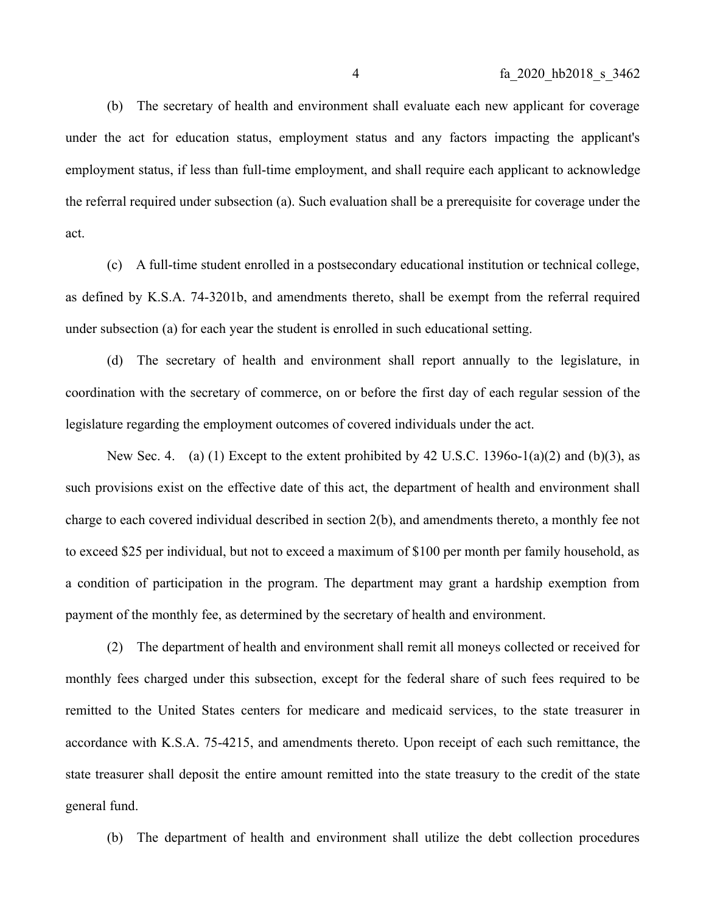(b) The secretary of health and environment shall evaluate each new applicant for coverage under the act for education status, employment status and any factors impacting the applicant's employment status, if less than full-time employment, and shall require each applicant to acknowledge the referral required under subsection (a). Such evaluation shall be a prerequisite for coverage under the act.

(c) A full-time student enrolled in a postsecondary educational institution or technical college, as defined by K.S.A. 74-3201b, and amendments thereto, shall be exempt from the referral required under subsection (a) for each year the student is enrolled in such educational setting.

(d) The secretary of health and environment shall report annually to the legislature, in coordination with the secretary of commerce, on or before the first day of each regular session of the legislature regarding the employment outcomes of covered individuals under the act.

New Sec. 4. (a) (1) Except to the extent prohibited by 42 U.S.C. 1396o-1(a)(2) and (b)(3), as such provisions exist on the effective date of this act, the department of health and environment shall charge to each covered individual described in section 2(b), and amendments thereto, a monthly fee not to exceed $25 per individual, but not to exceed a maximum of $100 per month per family household, as a condition of participation in the program. The department may grant a hardship exemption from payment of the monthly fee, as determined by the secretary of health and environment.

(2) The department of health and environment shall remit all moneys collected or received for monthly fees charged under this subsection, except for the federal share of such fees required to be remitted to the United States centers for medicare and medicaid services, to the state treasurer in accordance with K.S.A. 75-4215, and amendments thereto. Upon receipt of each such remittance, the state treasurer shall deposit the entire amount remitted into the state treasury to the credit of the state general fund.

(b) The department of health and environment shall utilize the debt collection procedures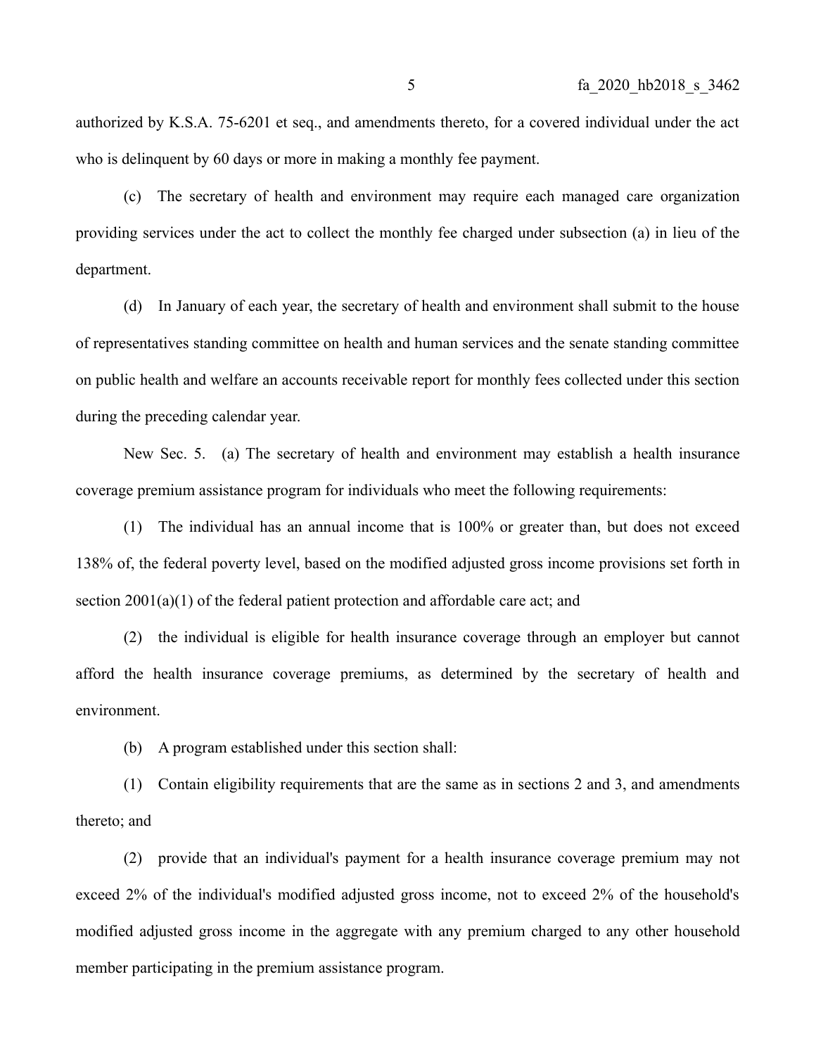authorized by K.S.A. 75-6201 et seq., and amendments thereto, for a covered individual under the act who is delinquent by 60 days or more in making a monthly fee payment.

(c) The secretary of health and environment may require each managed care organization providing services under the act to collect the monthly fee charged under subsection (a) in lieu of the department.

(d) In January of each year, the secretary of health and environment shall submit to the house of representatives standing committee on health and human services and the senate standing committee on public health and welfare an accounts receivable report for monthly fees collected under this section during the preceding calendar year.

New Sec. 5. (a) The secretary of health and environment may establish a health insurance coverage premium assistance program for individuals who meet the following requirements:

(1) The individual has an annual income that is 100% or greater than, but does not exceed 138% of, the federal poverty level, based on the modified adjusted gross income provisions set forth in section 2001(a)(1) of the federal patient protection and affordable care act; and

(2) the individual is eligible for health insurance coverage through an employer but cannot afford the health insurance coverage premiums, as determined by the secretary of health and environment.

(b) A program established under this section shall:

(1) Contain eligibility requirements that are the same as in sections 2 and 3, and amendments thereto; and

(2) provide that an individual's payment for a health insurance coverage premium may not exceed 2% of the individual's modified adjusted gross income, not to exceed 2% of the household's modified adjusted gross income in the aggregate with any premium charged to any other household member participating in the premium assistance program.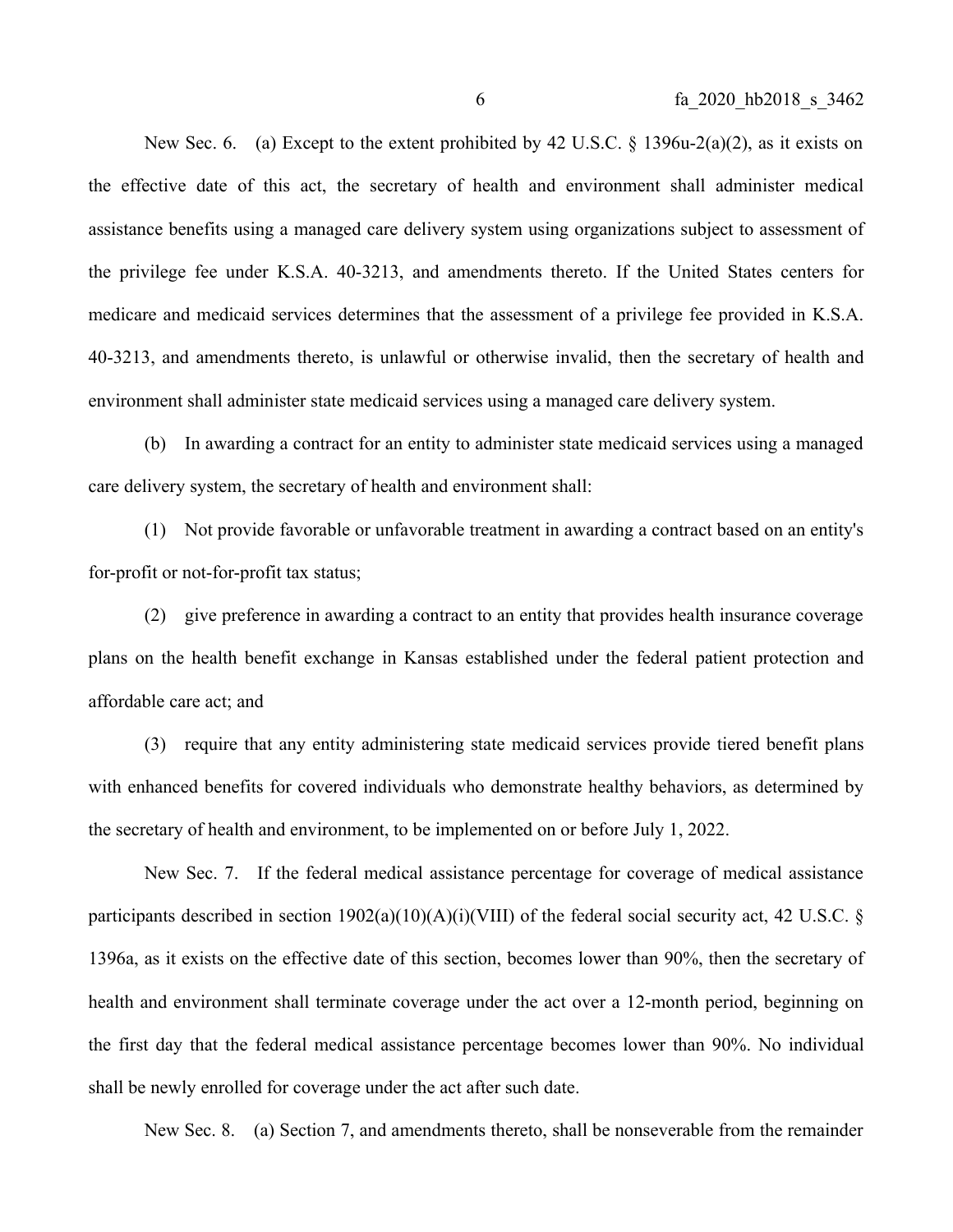New Sec. 6. (a) Except to the extent prohibited by 42 U.S.C. § 1396u-2(a)(2), as it exists on the effective date of this act, the secretary of health and environment shall administer medical assistance benefits using a managed care delivery system using organizations subject to assessment of the privilege fee under K.S.A. 40-3213, and amendments thereto. If the United States centers for medicare and medicaid services determines that the assessment of a privilege fee provided in K.S.A. 40-3213, and amendments thereto, is unlawful or otherwise invalid, then the secretary of health and environment shall administer state medicaid services using a managed care delivery system.

(b) In awarding a contract for an entity to administer state medicaid services using a managed care delivery system, the secretary of health and environment shall:

(1) Not provide favorable or unfavorable treatment in awarding a contract based on an entity's for-profit or not-for-profit tax status;

(2) give preference in awarding a contract to an entity that provides health insurance coverage plans on the health benefit exchange in Kansas established under the federal patient protection and affordable care act; and

(3) require that any entity administering state medicaid services provide tiered benefit plans with enhanced benefits for covered individuals who demonstrate healthy behaviors, as determined by the secretary of health and environment, to be implemented on or before July 1, 2022.

New Sec. 7. If the federal medical assistance percentage for coverage of medical assistance participants described in section 1902(a)(10)(A)(i)(VIII) of the federal social security act, 42 U.S.C. § 1396a, as it exists on the effective date of this section, becomes lower than 90%, then the secretary of health and environment shall terminate coverage under the act over a 12-month period, beginning on the first day that the federal medical assistance percentage becomes lower than 90%. No individual shall be newly enrolled for coverage under the act after such date.

New Sec. 8. (a) Section 7, and amendments thereto, shall be nonseverable from the remainder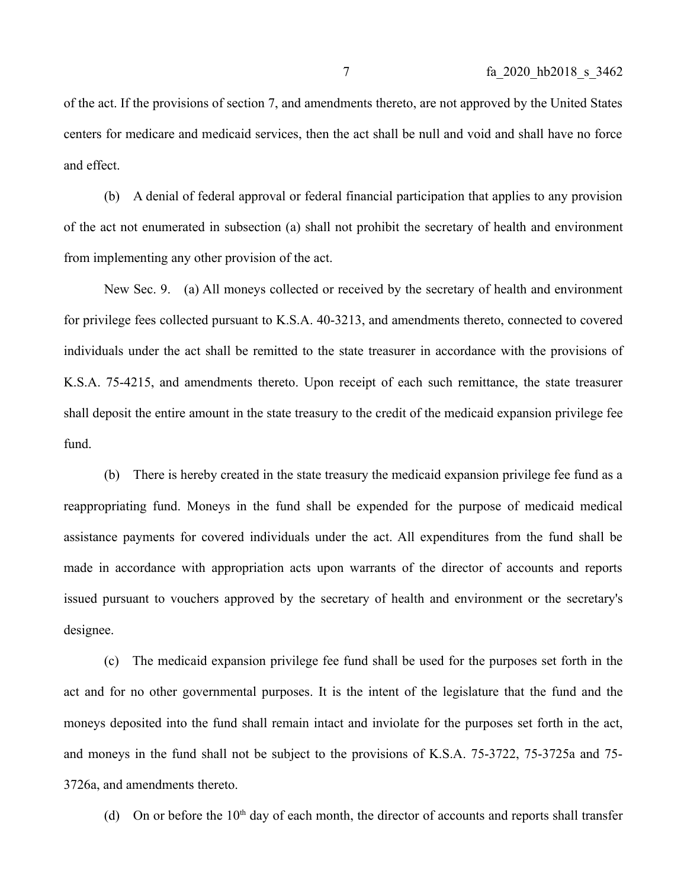of the act. If the provisions of section 7, and amendments thereto, are not approved by the United States centers for medicare and medicaid services, then the act shall be null and void and shall have no force and effect.

(b) A denial of federal approval or federal financial participation that applies to any provision of the act not enumerated in subsection (a) shall not prohibit the secretary of health and environment from implementing any other provision of the act.

New Sec. 9. (a) All moneys collected or received by the secretary of health and environment for privilege fees collected pursuant to K.S.A. 40-3213, and amendments thereto, connected to covered individuals under the act shall be remitted to the state treasurer in accordance with the provisions of K.S.A. 75-4215, and amendments thereto. Upon receipt of each such remittance, the state treasurer shall deposit the entire amount in the state treasury to the credit of the medicaid expansion privilege fee fund.

(b) There is hereby created in the state treasury the medicaid expansion privilege fee fund as a reappropriating fund. Moneys in the fund shall be expended for the purpose of medicaid medical assistance payments for covered individuals under the act. All expenditures from the fund shall be made in accordance with appropriation acts upon warrants of the director of accounts and reports issued pursuant to vouchers approved by the secretary of health and environment or the secretary's designee.

(c) The medicaid expansion privilege fee fund shall be used for the purposes set forth in the act and for no other governmental purposes. It is the intent of the legislature that the fund and the moneys deposited into the fund shall remain intact and inviolate for the purposes set forth in the act, and moneys in the fund shall not be subject to the provisions of K.S.A. 75-3722, 75-3725a and 75-3726a, and amendments thereto.

(d) On or before the 10th day of each month, the director of accounts and reports shall transfer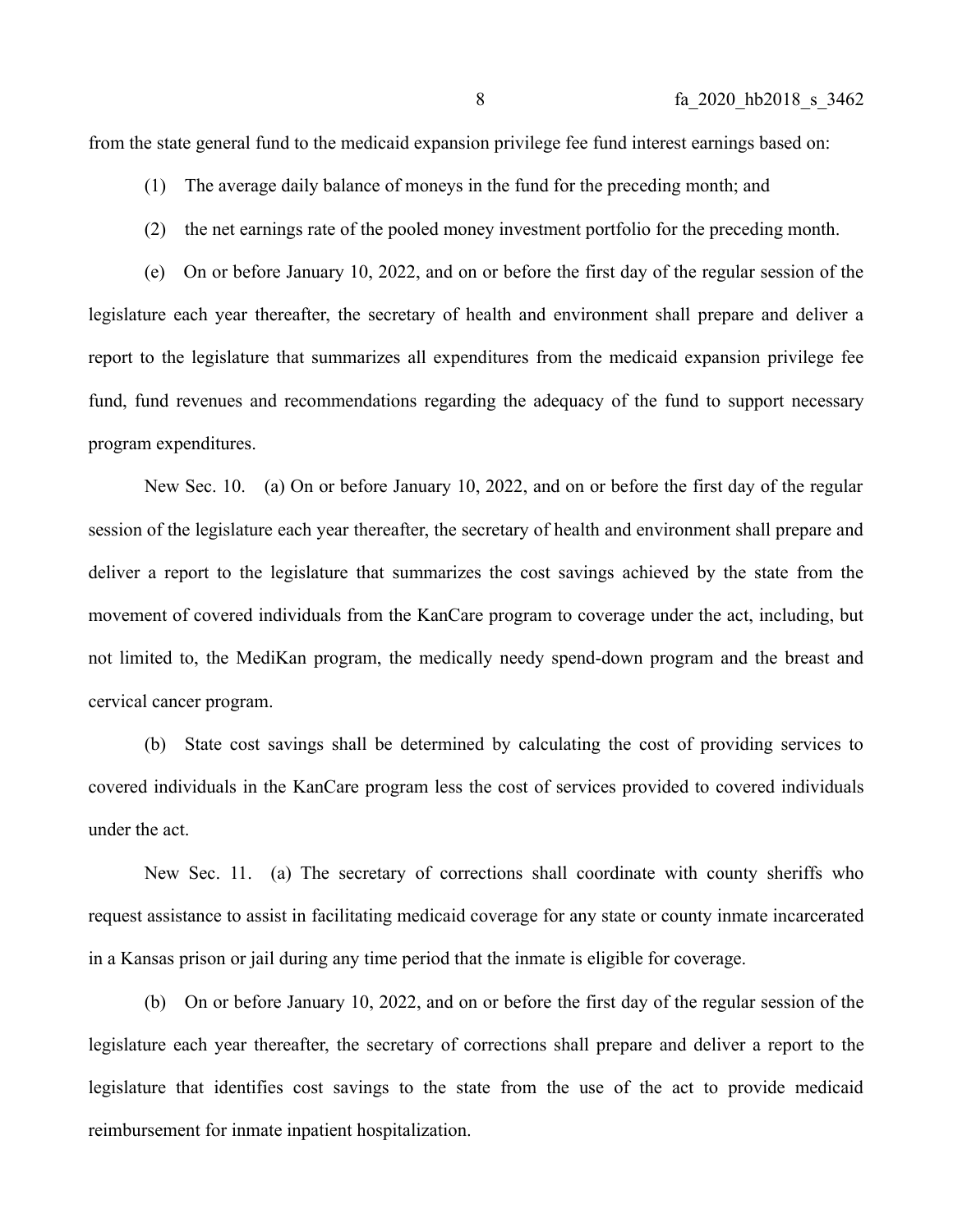from the state general fund to the medicaid expansion privilege fee fund interest earnings based on:

(1) The average daily balance of moneys in the fund for the preceding month; and

(2) the net earnings rate of the pooled money investment portfolio for the preceding month.

(e) On or before January 10, 2022, and on or before the first day of the regular session of the legislature each year thereafter, the secretary of health and environment shall prepare and deliver a report to the legislature that summarizes all expenditures from the medicaid expansion privilege fee fund, fund revenues and recommendations regarding the adequacy of the fund to support necessary program expenditures.

New Sec. 10. (a) On or before January 10, 2022, and on or before the first day of the regular session of the legislature each year thereafter, the secretary of health and environment shall prepare and deliver a report to the legislature that summarizes the cost savings achieved by the state from the movement of covered individuals from the KanCare program to coverage under the act, including, but not limited to, the MediKan program, the medically needy spend-down program and the breast and cervical cancer program.

(b) State cost savings shall be determined by calculating the cost of providing services to covered individuals in the KanCare program less the cost of services provided to covered individuals under the act.

New Sec. 11. (a) The secretary of corrections shall coordinate with county sheriffs who request assistance to assist in facilitating medicaid coverage for any state or county inmate incarcerated in a Kansas prison or jail during any time period that the inmate is eligible for coverage.

(b) On or before January 10, 2022, and on or before the first day of the regular session of the legislature each year thereafter, the secretary of corrections shall prepare and deliver a report to the legislature that identifies cost savings to the state from the use of the act to provide medicaid reimbursement for inmate inpatient hospitalization.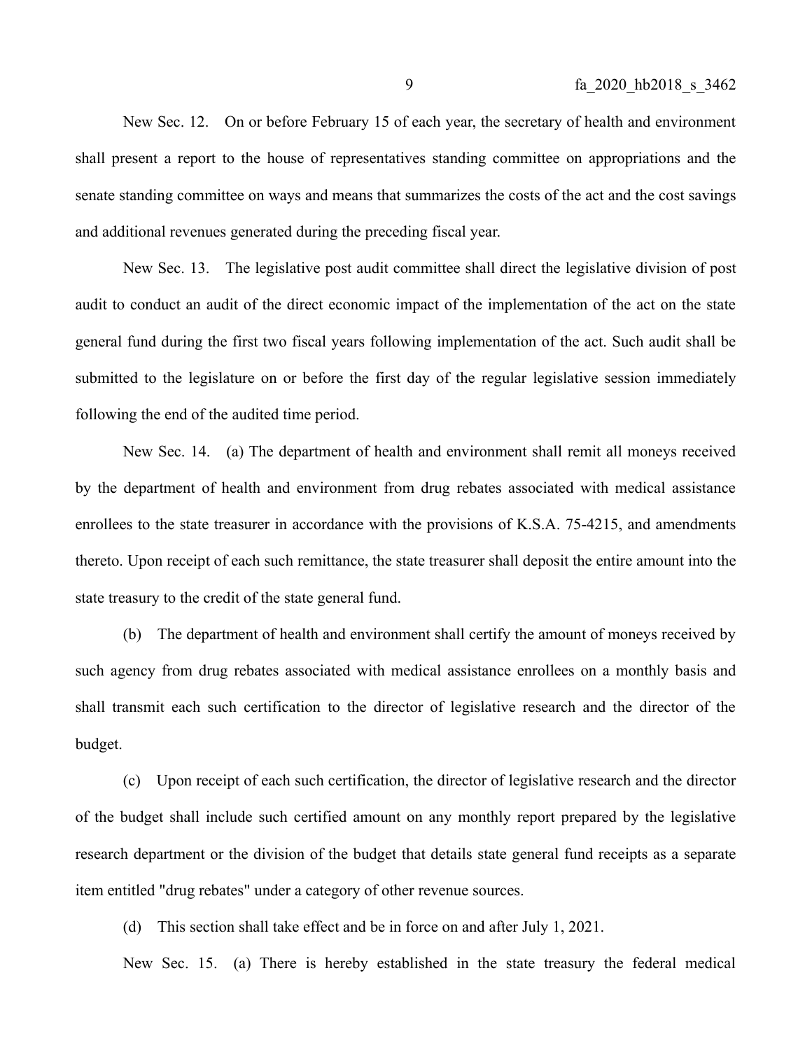New Sec. 12. On or before February 15 of each year, the secretary of health and environment shall present a report to the house of representatives standing committee on appropriations and the senate standing committee on ways and means that summarizes the costs of the act and the cost savings and additional revenues generated during the preceding fiscal year.

New Sec. 13. The legislative post audit committee shall direct the legislative division of post audit to conduct an audit of the direct economic impact of the implementation of the act on the state general fund during the first two fiscal years following implementation of the act. Such audit shall be submitted to the legislature on or before the first day of the regular legislative session immediately following the end of the audited time period.

New Sec. 14. (a) The department of health and environment shall remit all moneys received by the department of health and environment from drug rebates associated with medical assistance enrollees to the state treasurer in accordance with the provisions of K.S.A. 75-4215, and amendments thereto. Upon receipt of each such remittance, the state treasurer shall deposit the entire amount into the state treasury to the credit of the state general fund.

(b) The department of health and environment shall certify the amount of moneys received by such agency from drug rebates associated with medical assistance enrollees on a monthly basis and shall transmit each such certification to the director of legislative research and the director of the budget.

(c) Upon receipt of each such certification, the director of legislative research and the director of the budget shall include such certified amount on any monthly report prepared by the legislative research department or the division of the budget that details state general fund receipts as a separate item entitled "drug rebates" under a category of other revenue sources.

(d) This section shall take effect and be in force on and after July 1, 2021.

New Sec. 15. (a) There is hereby established in the state treasury the federal medical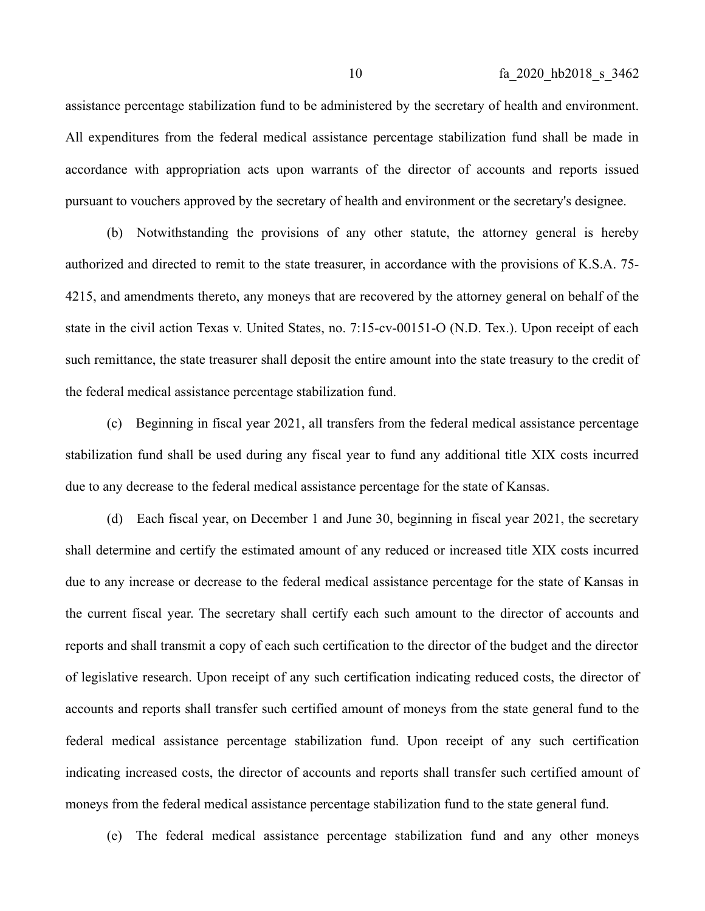assistance percentage stabilization fund to be administered by the secretary of health and environment. All expenditures from the federal medical assistance percentage stabilization fund shall be made in accordance with appropriation acts upon warrants of the director of accounts and reports issued pursuant to vouchers approved by the secretary of health and environment or the secretary's designee.

(b) Notwithstanding the provisions of any other statute, the attorney general is hereby authorized and directed to remit to the state treasurer, in accordance with the provisions of K.S.A. 75-4215, and amendments thereto, any moneys that are recovered by the attorney general on behalf of the state in the civil action Texas v. United States, no. 7:15-cv-00151-O (N.D. Tex.). Upon receipt of each such remittance, the state treasurer shall deposit the entire amount into the state treasury to the credit of the federal medical assistance percentage stabilization fund.

(c) Beginning in fiscal year 2021, all transfers from the federal medical assistance percentage stabilization fund shall be used during any fiscal year to fund any additional title XIX costs incurred due to any decrease to the federal medical assistance percentage for the state of Kansas.

(d) Each fiscal year, on December 1 and June 30, beginning in fiscal year 2021, the secretary shall determine and certify the estimated amount of any reduced or increased title XIX costs incurred due to any increase or decrease to the federal medical assistance percentage for the state of Kansas in the current fiscal year. The secretary shall certify each such amount to the director of accounts and reports and shall transmit a copy of each such certification to the director of the budget and the director of legislative research. Upon receipt of any such certification indicating reduced costs, the director of accounts and reports shall transfer such certified amount of moneys from the state general fund to the federal medical assistance percentage stabilization fund. Upon receipt of any such certification indicating increased costs, the director of accounts and reports shall transfer such certified amount of moneys from the federal medical assistance percentage stabilization fund to the state general fund.

(e) The federal medical assistance percentage stabilization fund and any other moneys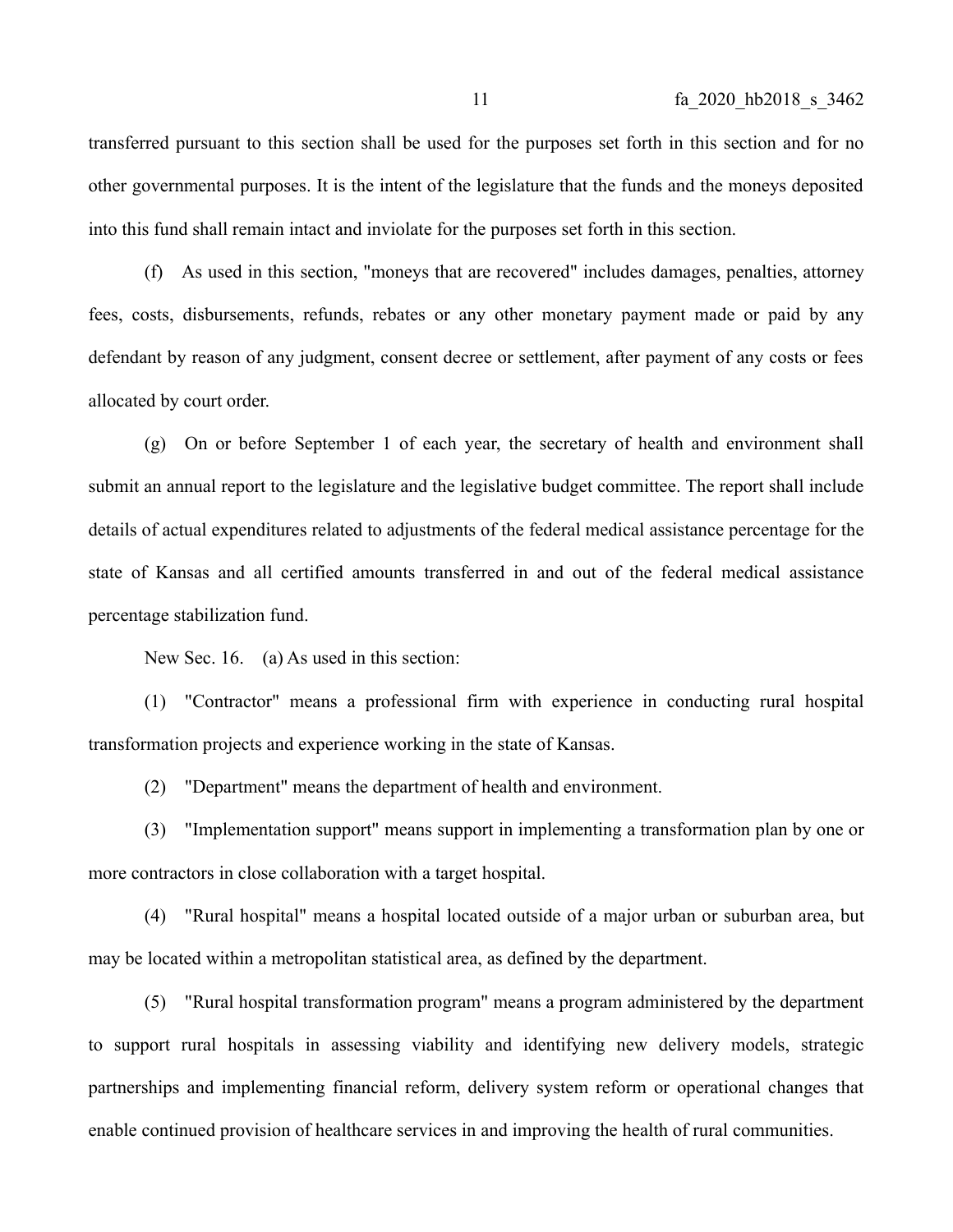transferred pursuant to this section shall be used for the purposes set forth in this section and for no other governmental purposes. It is the intent of the legislature that the funds and the moneys deposited into this fund shall remain intact and inviolate for the purposes set forth in this section.

(f) As used in this section, "moneys that are recovered" includes damages, penalties, attorney fees, costs, disbursements, refunds, rebates or any other monetary payment made or paid by any defendant by reason of any judgment, consent decree or settlement, after payment of any costs or fees allocated by court order.

(g) On or before September 1 of each year, the secretary of health and environment shall submit an annual report to the legislature and the legislative budget committee. The report shall include details of actual expenditures related to adjustments of the federal medical assistance percentage for the state of Kansas and all certified amounts transferred in and out of the federal medical assistance percentage stabilization fund.

New Sec. 16. (a) As used in this section:

(1) "Contractor" means a professional firm with experience in conducting rural hospital transformation projects and experience working in the state of Kansas.

(2) "Department" means the department of health and environment.

(3) "Implementation support" means support in implementing a transformation plan by one or more contractors in close collaboration with a target hospital.

(4) "Rural hospital" means a hospital located outside of a major urban or suburban area, but may be located within a metropolitan statistical area, as defined by the department.

(5) "Rural hospital transformation program" means a program administered by the department to support rural hospitals in assessing viability and identifying new delivery models, strategic partnerships and implementing financial reform, delivery system reform or operational changes that enable continued provision of healthcare services in and improving the health of rural communities.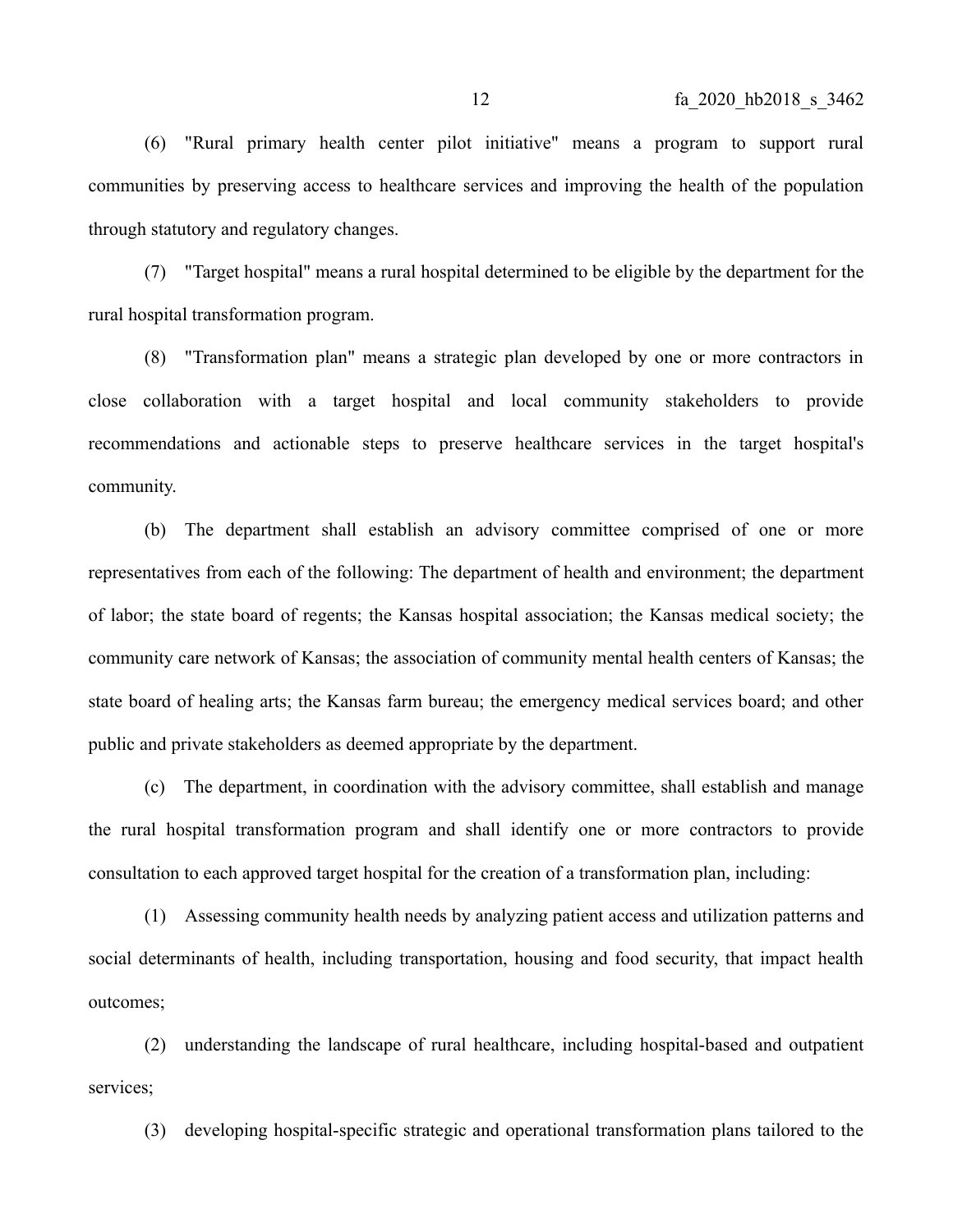(6) "Rural primary health center pilot initiative" means a program to support rural communities by preserving access to healthcare services and improving the health of the population through statutory and regulatory changes.

(7) "Target hospital" means a rural hospital determined to be eligible by the department for the rural hospital transformation program.

(8) "Transformation plan" means a strategic plan developed by one or more contractors in close collaboration with a target hospital and local community stakeholders to provide recommendations and actionable steps to preserve healthcare services in the target hospital's community.

(b) The department shall establish an advisory committee comprised of one or more representatives from each of the following: The department of health and environment; the department of labor; the state board of regents; the Kansas hospital association; the Kansas medical society; the community care network of Kansas; the association of community mental health centers of Kansas; the state board of healing arts; the Kansas farm bureau; the emergency medical services board; and other public and private stakeholders as deemed appropriate by the department.

(c) The department, in coordination with the advisory committee, shall establish and manage the rural hospital transformation program and shall identify one or more contractors to provide consultation to each approved target hospital for the creation of a transformation plan, including:

(1) Assessing community health needs by analyzing patient access and utilization patterns and social determinants of health, including transportation, housing and food security, that impact health outcomes;

(2) understanding the landscape of rural healthcare, including hospital-based and outpatient services;

(3) developing hospital-specific strategic and operational transformation plans tailored to the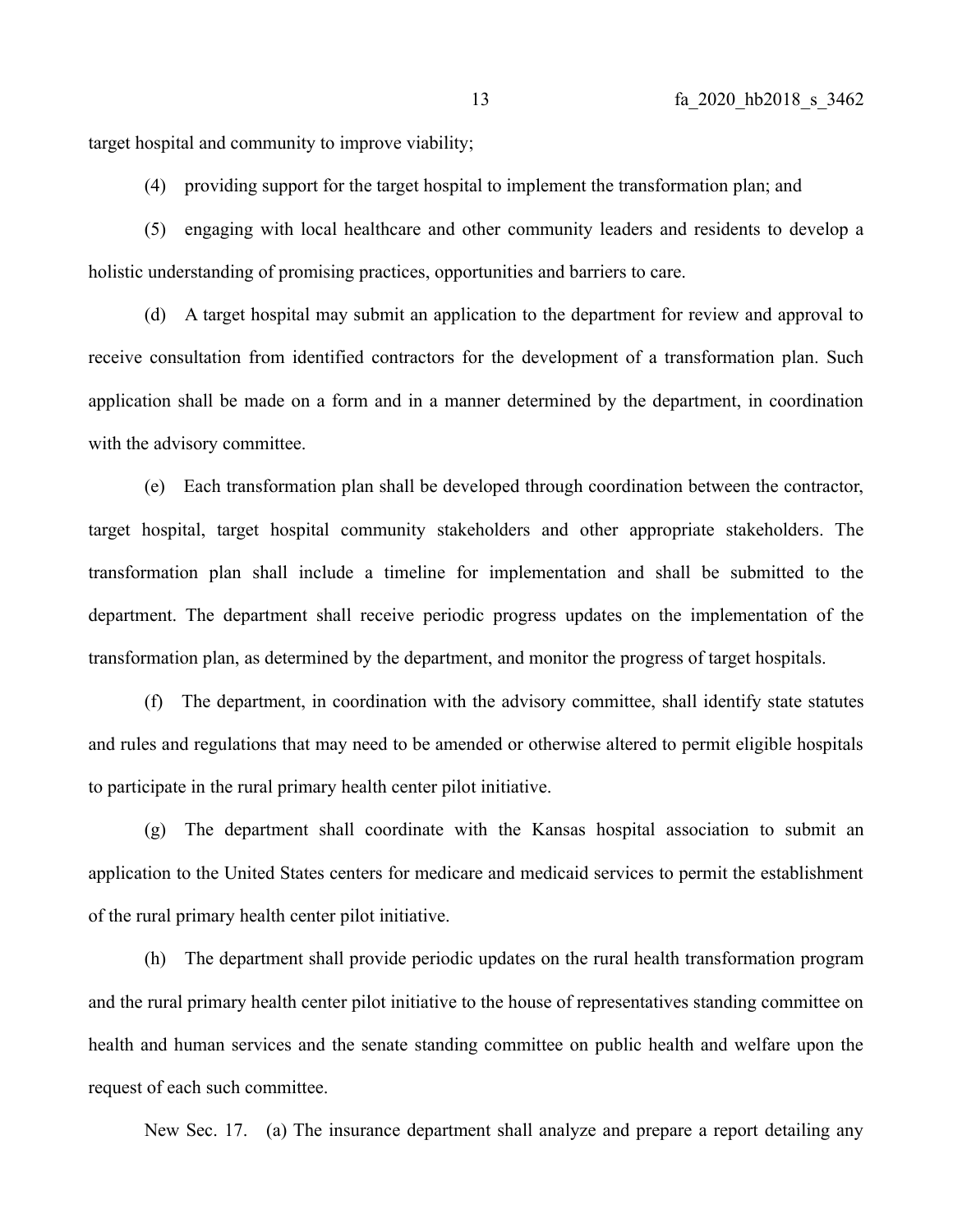target hospital and community to improve viability;

(4) providing support for the target hospital to implement the transformation plan; and

(5) engaging with local healthcare and other community leaders and residents to develop a holistic understanding of promising practices, opportunities and barriers to care.

(d) A target hospital may submit an application to the department for review and approval to receive consultation from identified contractors for the development of a transformation plan. Such application shall be made on a form and in a manner determined by the department, in coordination with the advisory committee.

(e) Each transformation plan shall be developed through coordination between the contractor, target hospital, target hospital community stakeholders and other appropriate stakeholders. The transformation plan shall include a timeline for implementation and shall be submitted to the department. The department shall receive periodic progress updates on the implementation of the transformation plan, as determined by the department, and monitor the progress of target hospitals.

(f) The department, in coordination with the advisory committee, shall identify state statutes and rules and regulations that may need to be amended or otherwise altered to permit eligible hospitals to participate in the rural primary health center pilot initiative.

(g) The department shall coordinate with the Kansas hospital association to submit an application to the United States centers for medicare and medicaid services to permit the establishment of the rural primary health center pilot initiative.

(h) The department shall provide periodic updates on the rural health transformation program and the rural primary health center pilot initiative to the house of representatives standing committee on health and human services and the senate standing committee on public health and welfare upon the request of each such committee.

New Sec. 17. (a) The insurance department shall analyze and prepare a report detailing any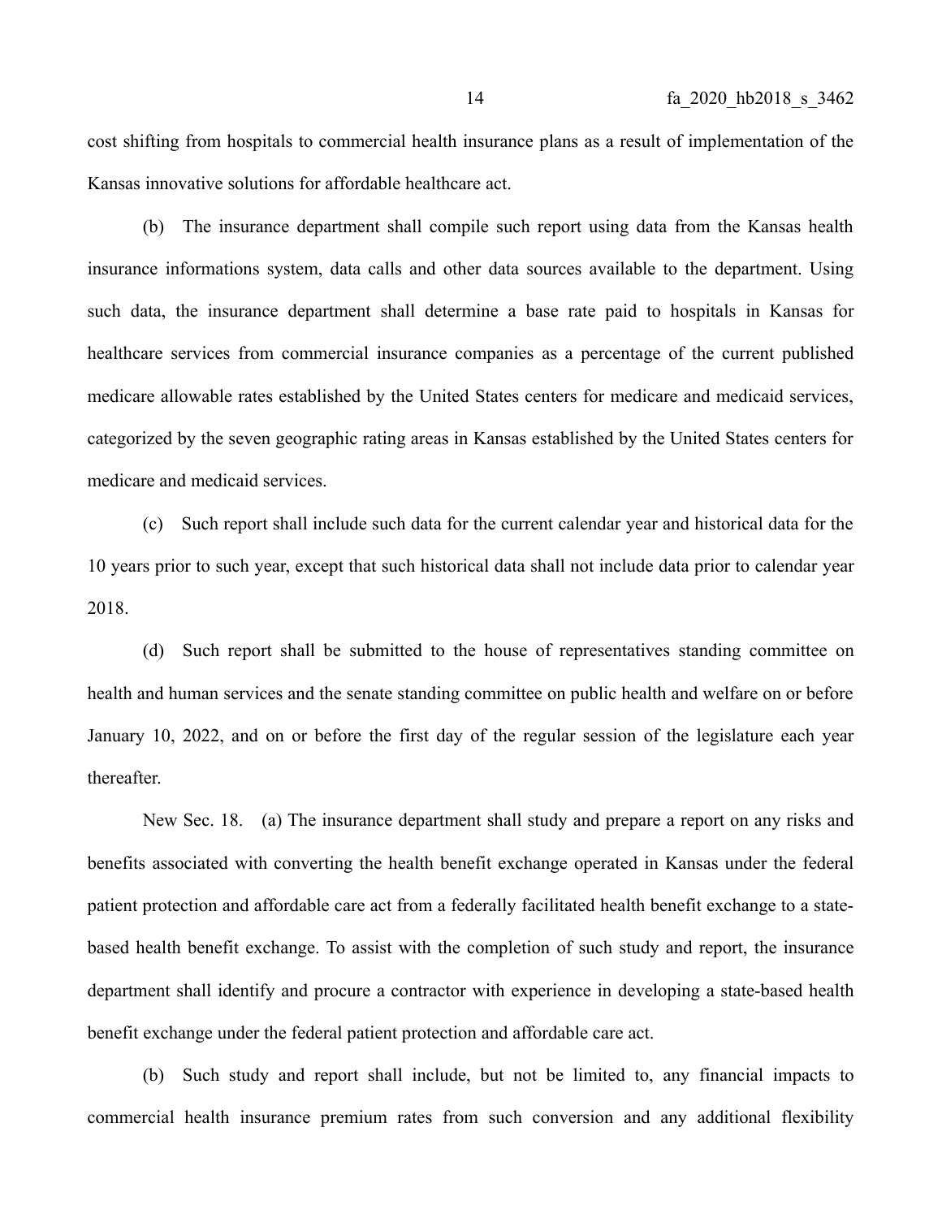cost shifting from hospitals to commercial health insurance plans as a result of implementation of the Kansas innovative solutions for affordable healthcare act.

(b) The insurance department shall compile such report using data from the Kansas health insurance informations system, data calls and other data sources available to the department. Using such data, the insurance department shall determine a base rate paid to hospitals in Kansas for healthcare services from commercial insurance companies as a percentage of the current published medicare allowable rates established by the United States centers for medicare and medicaid services, categorized by the seven geographic rating areas in Kansas established by the United States centers for medicare and medicaid services.

(c) Such report shall include such data for the current calendar year and historical data for the 10 years prior to such year, except that such historical data shall not include data prior to calendar year 2018.

(d) Such report shall be submitted to the house of representatives standing committee on health and human services and the senate standing committee on public health and welfare on or before January 10, 2022, and on or before the first day of the regular session of the legislature each year thereafter.

New Sec. 18. (a) The insurance department shall study and prepare a report on any risks and benefits associated with converting the health benefit exchange operated in Kansas under the federal patient protection and affordable care act from a federally facilitated health benefit exchange to a state-based health benefit exchange. To assist with the completion of such study and report, the insurance department shall identify and procure a contractor with experience in developing a state-based health benefit exchange under the federal patient protection and affordable care act.

(b) Such study and report shall include, but not be limited to, any financial impacts to commercial health insurance premium rates from such conversion and any additional flexibility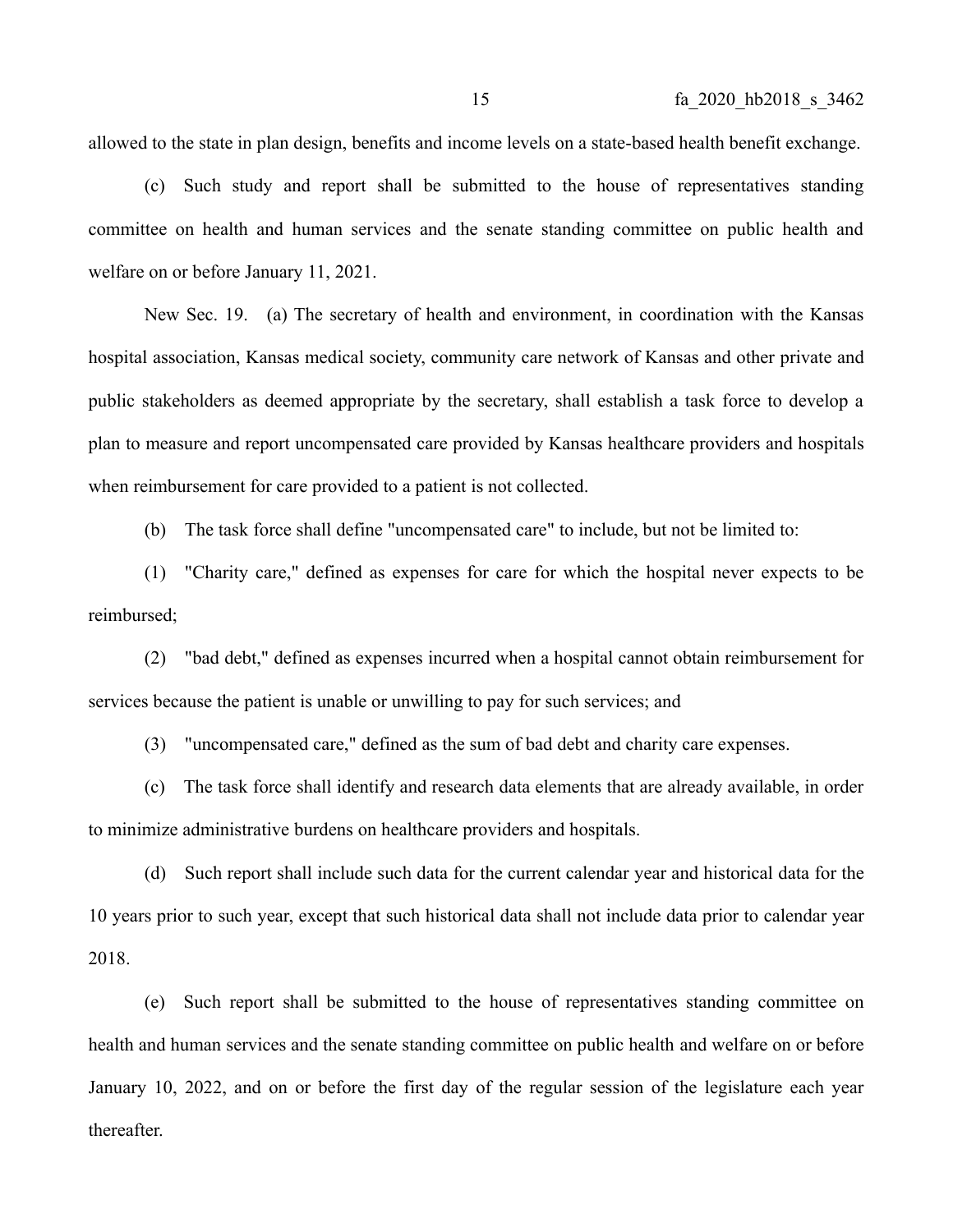allowed to the state in plan design, benefits and income levels on a state-based health benefit exchange.

(c) Such study and report shall be submitted to the house of representatives standing committee on health and human services and the senate standing committee on public health and welfare on or before January 11, 2021.

New Sec. 19. (a) The secretary of health and environment, in coordination with the Kansas hospital association, Kansas medical society, community care network of Kansas and other private and public stakeholders as deemed appropriate by the secretary, shall establish a task force to develop a plan to measure and report uncompensated care provided by Kansas healthcare providers and hospitals when reimbursement for care provided to a patient is not collected.

(b) The task force shall define "uncompensated care" to include, but not be limited to:

(1) "Charity care," defined as expenses for care for which the hospital never expects to be reimbursed;

(2) "bad debt," defined as expenses incurred when a hospital cannot obtain reimbursement for services because the patient is unable or unwilling to pay for such services; and

(3) "uncompensated care," defined as the sum of bad debt and charity care expenses.

(c) The task force shall identify and research data elements that are already available, in order to minimize administrative burdens on healthcare providers and hospitals.

(d) Such report shall include such data for the current calendar year and historical data for the 10 years prior to such year, except that such historical data shall not include data prior to calendar year 2018.

(e) Such report shall be submitted to the house of representatives standing committee on health and human services and the senate standing committee on public health and welfare on or before January 10, 2022, and on or before the first day of the regular session of the legislature each year thereafter.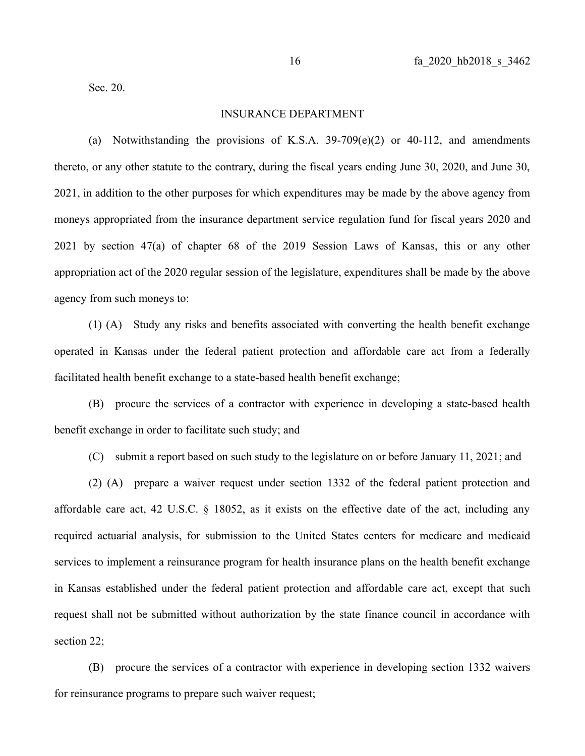Sec. 20.

INSURANCE DEPARTMENT

(a) Notwithstanding the provisions of K.S.A. 39-709(e)(2) or 40-112, and amendments thereto, or any other statute to the contrary, during the fiscal years ending June 30, 2020, and June 30, 2021, in addition to the other purposes for which expenditures may be made by the above agency from moneys appropriated from the insurance department service regulation fund for fiscal years 2020 and 2021 by section 47(a) of chapter 68 of the 2019 Session Laws of Kansas, this or any other appropriation act of the 2020 regular session of the legislature, expenditures shall be made by the above agency from such moneys to:

(1) (A) Study any risks and benefits associated with converting the health benefit exchange operated in Kansas under the federal patient protection and affordable care act from a federally facilitated health benefit exchange to a state-based health benefit exchange;

(B) procure the services of a contractor with experience in developing a state-based health benefit exchange in order to facilitate such study; and

(C) submit a report based on such study to the legislature on or before January 11, 2021; and

(2) (A) prepare a waiver request under section 1332 of the federal patient protection and affordable care act, 42 U.S.C. § 18052, as it exists on the effective date of the act, including any required actuarial analysis, for submission to the United States centers for medicare and medicaid services to implement a reinsurance program for health insurance plans on the health benefit exchange in Kansas established under the federal patient protection and affordable care act, except that such request shall not be submitted without authorization by the state finance council in accordance with section 22;

(B) procure the services of a contractor with experience in developing section 1332 waivers for reinsurance programs to prepare such waiver request;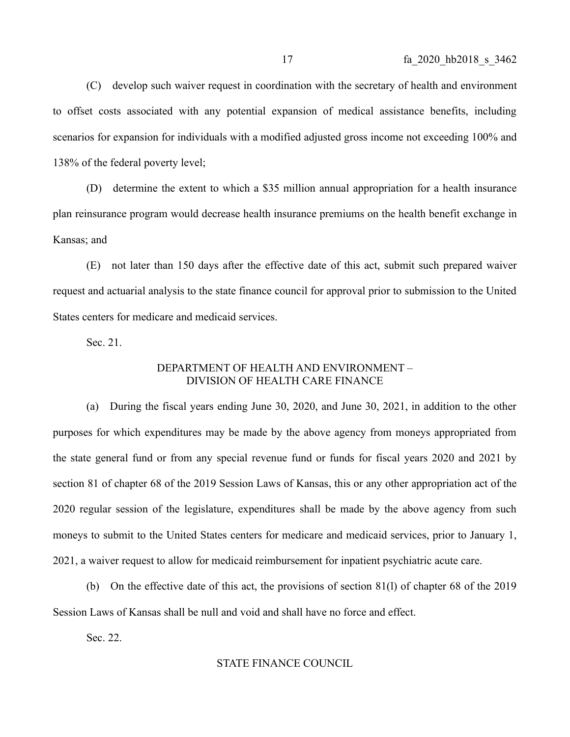(C) develop such waiver request in coordination with the secretary of health and environment to offset costs associated with any potential expansion of medical assistance benefits, including scenarios for expansion for individuals with a modified adjusted gross income not exceeding 100% and 138% of the federal poverty level;

(D) determine the extent to which a $35 million annual appropriation for a health insurance plan reinsurance program would decrease health insurance premiums on the health benefit exchange in Kansas; and

(E) not later than 150 days after the effective date of this act, submit such prepared waiver request and actuarial analysis to the state finance council for approval prior to submission to the United States centers for medicare and medicaid services.

Sec. 21.

DEPARTMENT OF HEALTH AND ENVIRONMENT –
DIVISION OF HEALTH CARE FINANCE

(a) During the fiscal years ending June 30, 2020, and June 30, 2021, in addition to the other purposes for which expenditures may be made by the above agency from moneys appropriated from the state general fund or from any special revenue fund or funds for fiscal years 2020 and 2021 by section 81 of chapter 68 of the 2019 Session Laws of Kansas, this or any other appropriation act of the 2020 regular session of the legislature, expenditures shall be made by the above agency from such moneys to submit to the United States centers for medicare and medicaid services, prior to January 1, 2021, a waiver request to allow for medicaid reimbursement for inpatient psychiatric acute care.

(b) On the effective date of this act, the provisions of section 81(l) of chapter 68 of the 2019 Session Laws of Kansas shall be null and void and shall have no force and effect.

Sec. 22.

STATE FINANCE COUNCIL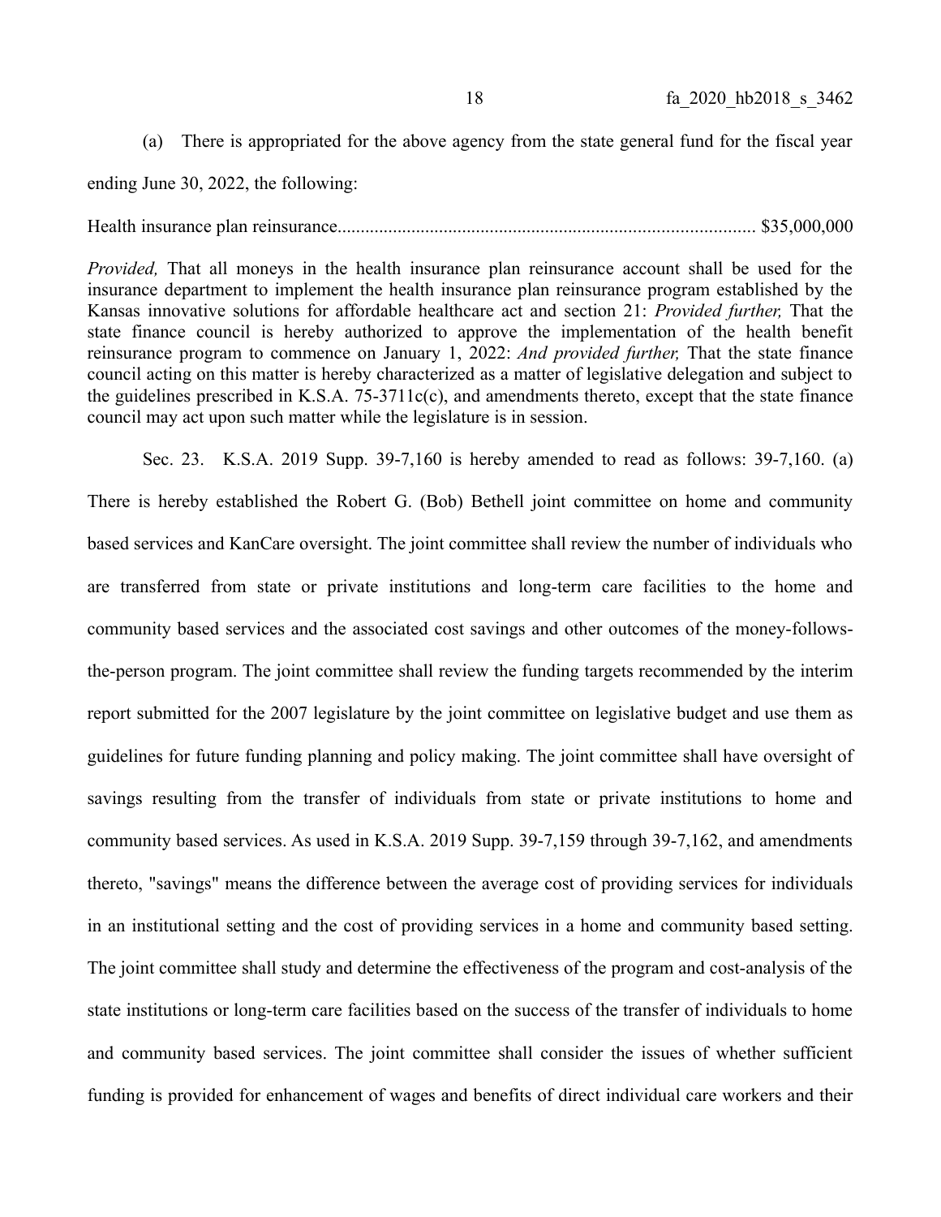(a) There is appropriated for the above agency from the state general fund for the fiscal year ending June 30, 2022, the following:

Health insurance plan reinsurance........................................................................................ $35,000,000

*Provided,* That all moneys in the health insurance plan reinsurance account shall be used for the insurance department to implement the health insurance plan reinsurance program established by the Kansas innovative solutions for affordable healthcare act and section 21: *Provided further,* That the state finance council is hereby authorized to approve the implementation of the health benefit reinsurance program to commence on January 1, 2022: *And provided further,* That the state finance council acting on this matter is hereby characterized as a matter of legislative delegation and subject to the guidelines prescribed in K.S.A. 75-3711c(c), and amendments thereto, except that the state finance council may act upon such matter while the legislature is in session.

Sec. 23. K.S.A. 2019 Supp. 39-7,160 is hereby amended to read as follows: 39-7,160. (a) There is hereby established the Robert G. (Bob) Bethell joint committee on home and community based services and KanCare oversight. The joint committee shall review the number of individuals who are transferred from state or private institutions and long-term care facilities to the home and community based services and the associated cost savings and other outcomes of the money-follows-the-person program. The joint committee shall review the funding targets recommended by the interim report submitted for the 2007 legislature by the joint committee on legislative budget and use them as guidelines for future funding planning and policy making. The joint committee shall have oversight of savings resulting from the transfer of individuals from state or private institutions to home and community based services. As used in K.S.A. 2019 Supp. 39-7,159 through 39-7,162, and amendments thereto, "savings" means the difference between the average cost of providing services for individuals in an institutional setting and the cost of providing services in a home and community based setting. The joint committee shall study and determine the effectiveness of the program and cost-analysis of the state institutions or long-term care facilities based on the success of the transfer of individuals to home and community based services. The joint committee shall consider the issues of whether sufficient funding is provided for enhancement of wages and benefits of direct individual care workers and their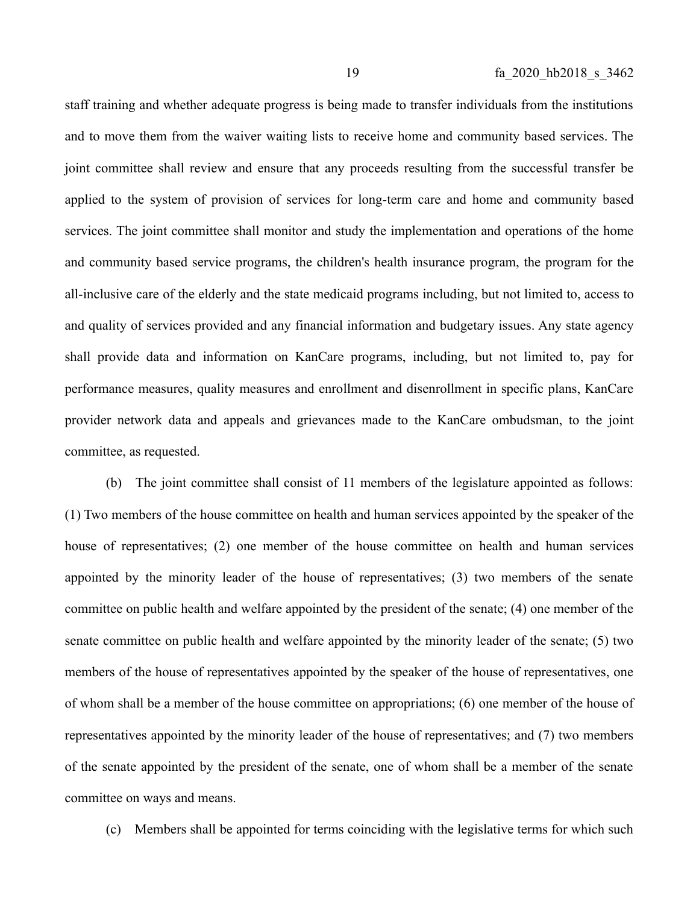staff training and whether adequate progress is being made to transfer individuals from the institutions and to move them from the waiver waiting lists to receive home and community based services. The joint committee shall review and ensure that any proceeds resulting from the successful transfer be applied to the system of provision of services for long-term care and home and community based services. The joint committee shall monitor and study the implementation and operations of the home and community based service programs, the children's health insurance program, the program for the all-inclusive care of the elderly and the state medicaid programs including, but not limited to, access to and quality of services provided and any financial information and budgetary issues. Any state agency shall provide data and information on KanCare programs, including, but not limited to, pay for performance measures, quality measures and enrollment and disenrollment in specific plans, KanCare provider network data and appeals and grievances made to the KanCare ombudsman, to the joint committee, as requested.

(b) The joint committee shall consist of 11 members of the legislature appointed as follows: (1) Two members of the house committee on health and human services appointed by the speaker of the house of representatives; (2) one member of the house committee on health and human services appointed by the minority leader of the house of representatives; (3) two members of the senate committee on public health and welfare appointed by the president of the senate; (4) one member of the senate committee on public health and welfare appointed by the minority leader of the senate; (5) two members of the house of representatives appointed by the speaker of the house of representatives, one of whom shall be a member of the house committee on appropriations; (6) one member of the house of representatives appointed by the minority leader of the house of representatives; and (7) two members of the senate appointed by the president of the senate, one of whom shall be a member of the senate committee on ways and means.

(c) Members shall be appointed for terms coinciding with the legislative terms for which such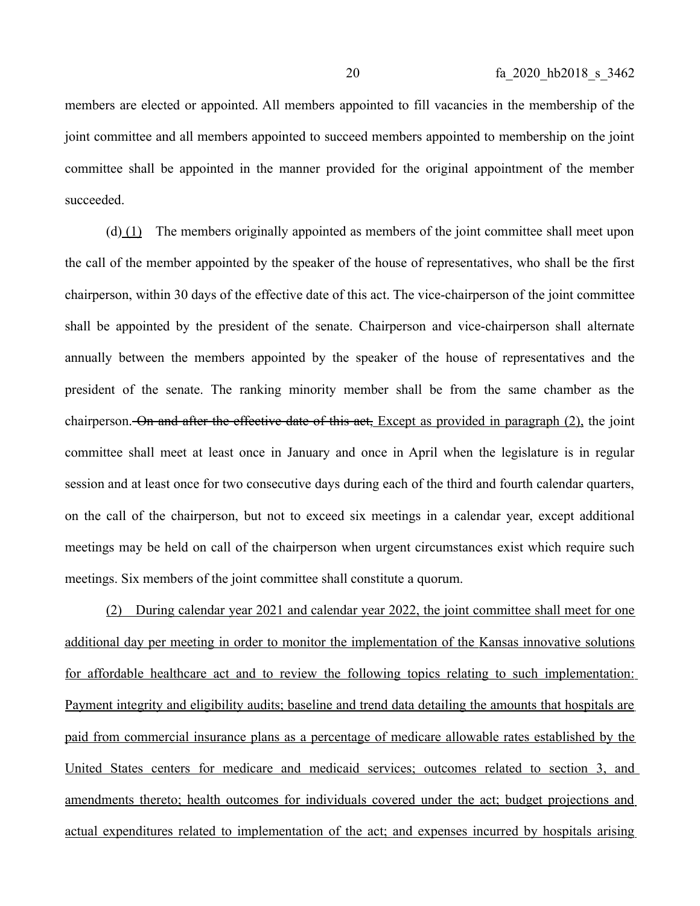members are elected or appointed. All members appointed to fill vacancies in the membership of the joint committee and all members appointed to succeed members appointed to membership on the joint committee shall be appointed in the manner provided for the original appointment of the member succeeded.

(d) <u>(1)</u> The members originally appointed as members of the joint committee shall meet upon the call of the member appointed by the speaker of the house of representatives, who shall be the first chairperson, within 30 days of the effective date of this act. The vice-chairperson of the joint committee shall be appointed by the president of the senate. Chairperson and vice-chairperson shall alternate annually between the members appointed by the speaker of the house of representatives and the president of the senate. The ranking minority member shall be from the same chamber as the chairperson. ~~On and after the effective date of this act,~~ <u>Except as provided in paragraph (2),</u> the joint committee shall meet at least once in January and once in April when the legislature is in regular session and at least once for two consecutive days during each of the third and fourth calendar quarters, on the call of the chairperson, but not to exceed six meetings in a calendar year, except additional meetings may be held on call of the chairperson when urgent circumstances exist which require such meetings. Six members of the joint committee shall constitute a quorum.

<u>(2) During calendar year 2021 and calendar year 2022, the joint committee shall meet for one additional day per meeting in order to monitor the implementation of the Kansas innovative solutions for affordable healthcare act and to review the following topics relating to such implementation: Payment integrity and eligibility audits; baseline and trend data detailing the amounts that hospitals are paid from commercial insurance plans as a percentage of medicare allowable rates established by the United States centers for medicare and medicaid services; outcomes related to section 3, and amendments thereto; health outcomes for individuals covered under the act; budget projections and actual expenditures related to implementation of the act; and expenses incurred by hospitals arising</u>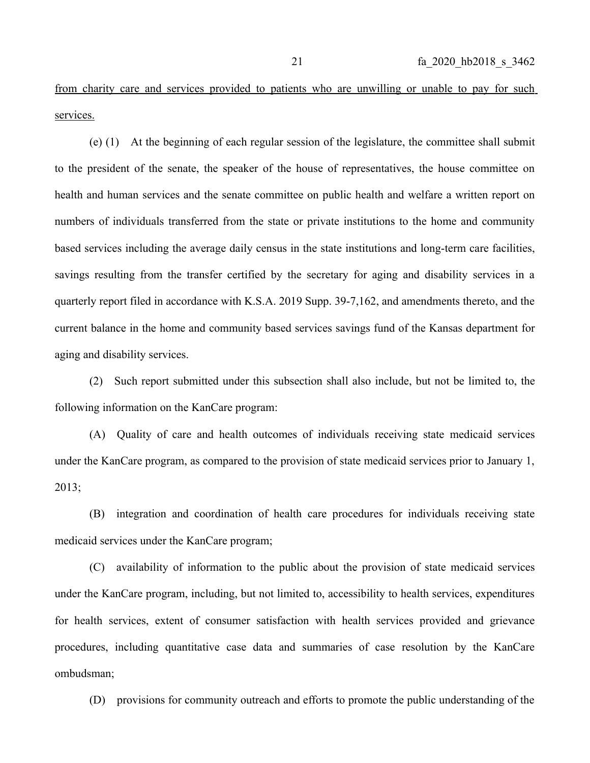from charity care and services provided to patients who are unwilling or unable to pay for such services.

(e) (1) At the beginning of each regular session of the legislature, the committee shall submit to the president of the senate, the speaker of the house of representatives, the house committee on health and human services and the senate committee on public health and welfare a written report on numbers of individuals transferred from the state or private institutions to the home and community based services including the average daily census in the state institutions and long-term care facilities, savings resulting from the transfer certified by the secretary for aging and disability services in a quarterly report filed in accordance with K.S.A. 2019 Supp. 39-7,162, and amendments thereto, and the current balance in the home and community based services savings fund of the Kansas department for aging and disability services.

(2) Such report submitted under this subsection shall also include, but not be limited to, the following information on the KanCare program:

(A) Quality of care and health outcomes of individuals receiving state medicaid services under the KanCare program, as compared to the provision of state medicaid services prior to January 1, 2013;

(B) integration and coordination of health care procedures for individuals receiving state medicaid services under the KanCare program;

(C) availability of information to the public about the provision of state medicaid services under the KanCare program, including, but not limited to, accessibility to health services, expenditures for health services, extent of consumer satisfaction with health services provided and grievance procedures, including quantitative case data and summaries of case resolution by the KanCare ombudsman;

(D) provisions for community outreach and efforts to promote the public understanding of the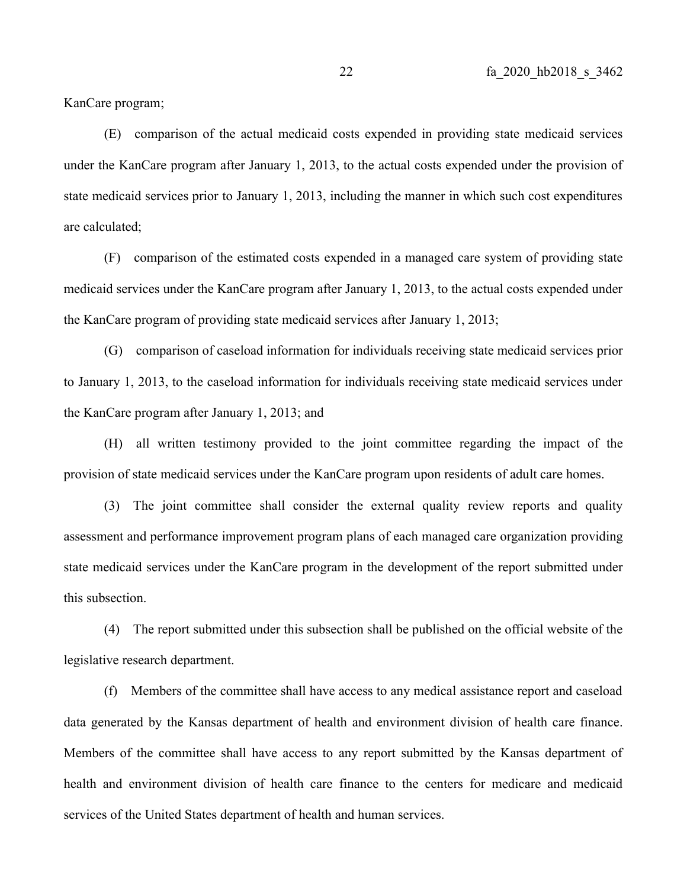KanCare program;

(E) comparison of the actual medicaid costs expended in providing state medicaid services under the KanCare program after January 1, 2013, to the actual costs expended under the provision of state medicaid services prior to January 1, 2013, including the manner in which such cost expenditures are calculated;

(F) comparison of the estimated costs expended in a managed care system of providing state medicaid services under the KanCare program after January 1, 2013, to the actual costs expended under the KanCare program of providing state medicaid services after January 1, 2013;

(G) comparison of caseload information for individuals receiving state medicaid services prior to January 1, 2013, to the caseload information for individuals receiving state medicaid services under the KanCare program after January 1, 2013; and

(H) all written testimony provided to the joint committee regarding the impact of the provision of state medicaid services under the KanCare program upon residents of adult care homes.

(3) The joint committee shall consider the external quality review reports and quality assessment and performance improvement program plans of each managed care organization providing state medicaid services under the KanCare program in the development of the report submitted under this subsection.

(4) The report submitted under this subsection shall be published on the official website of the legislative research department.

(f) Members of the committee shall have access to any medical assistance report and caseload data generated by the Kansas department of health and environment division of health care finance. Members of the committee shall have access to any report submitted by the Kansas department of health and environment division of health care finance to the centers for medicare and medicaid services of the United States department of health and human services.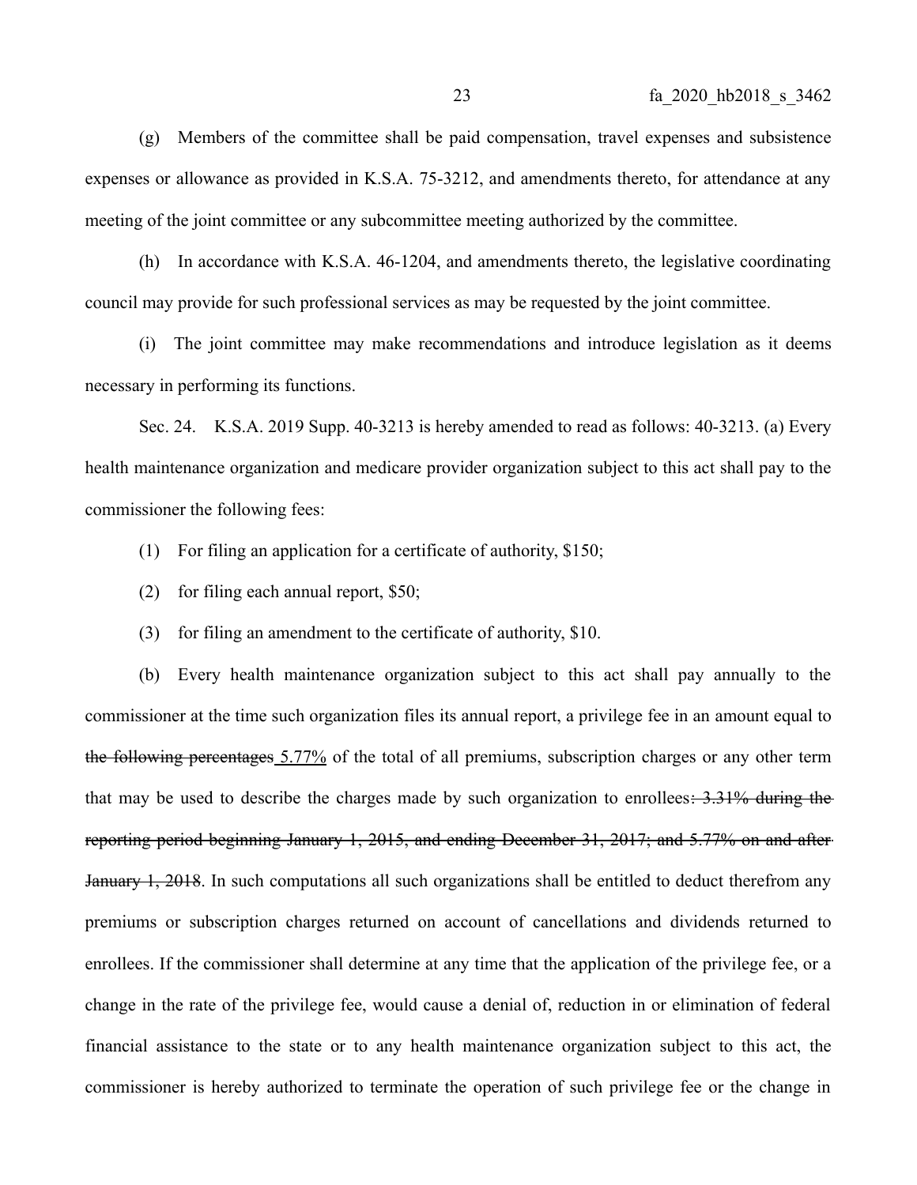(g) Members of the committee shall be paid compensation, travel expenses and subsistence expenses or allowance as provided in K.S.A. 75-3212, and amendments thereto, for attendance at any meeting of the joint committee or any subcommittee meeting authorized by the committee.

(h) In accordance with K.S.A. 46-1204, and amendments thereto, the legislative coordinating council may provide for such professional services as may be requested by the joint committee.

(i) The joint committee may make recommendations and introduce legislation as it deems necessary in performing its functions.

Sec. 24. K.S.A. 2019 Supp. 40-3213 is hereby amended to read as follows: 40-3213. (a) Every health maintenance organization and medicare provider organization subject to this act shall pay to the commissioner the following fees:

(1) For filing an application for a certificate of authority, $150;

(2) for filing each annual report, $50;

(3) for filing an amendment to the certificate of authority, $10.

(b) Every health maintenance organization subject to this act shall pay annually to the commissioner at the time such organization files its annual report, a privilege fee in an amount equal to ~~the following percentages~~ 5.77% of the total of all premiums, subscription charges or any other term that may be used to describe the charges made by such organization to enrollees~~: 3.31% during the reporting period beginning January 1, 2015, and ending December 31, 2017; and 5.77% on and after January 1, 2018~~. In such computations all such organizations shall be entitled to deduct therefrom any premiums or subscription charges returned on account of cancellations and dividends returned to enrollees. If the commissioner shall determine at any time that the application of the privilege fee, or a change in the rate of the privilege fee, would cause a denial of, reduction in or elimination of federal financial assistance to the state or to any health maintenance organization subject to this act, the commissioner is hereby authorized to terminate the operation of such privilege fee or the change in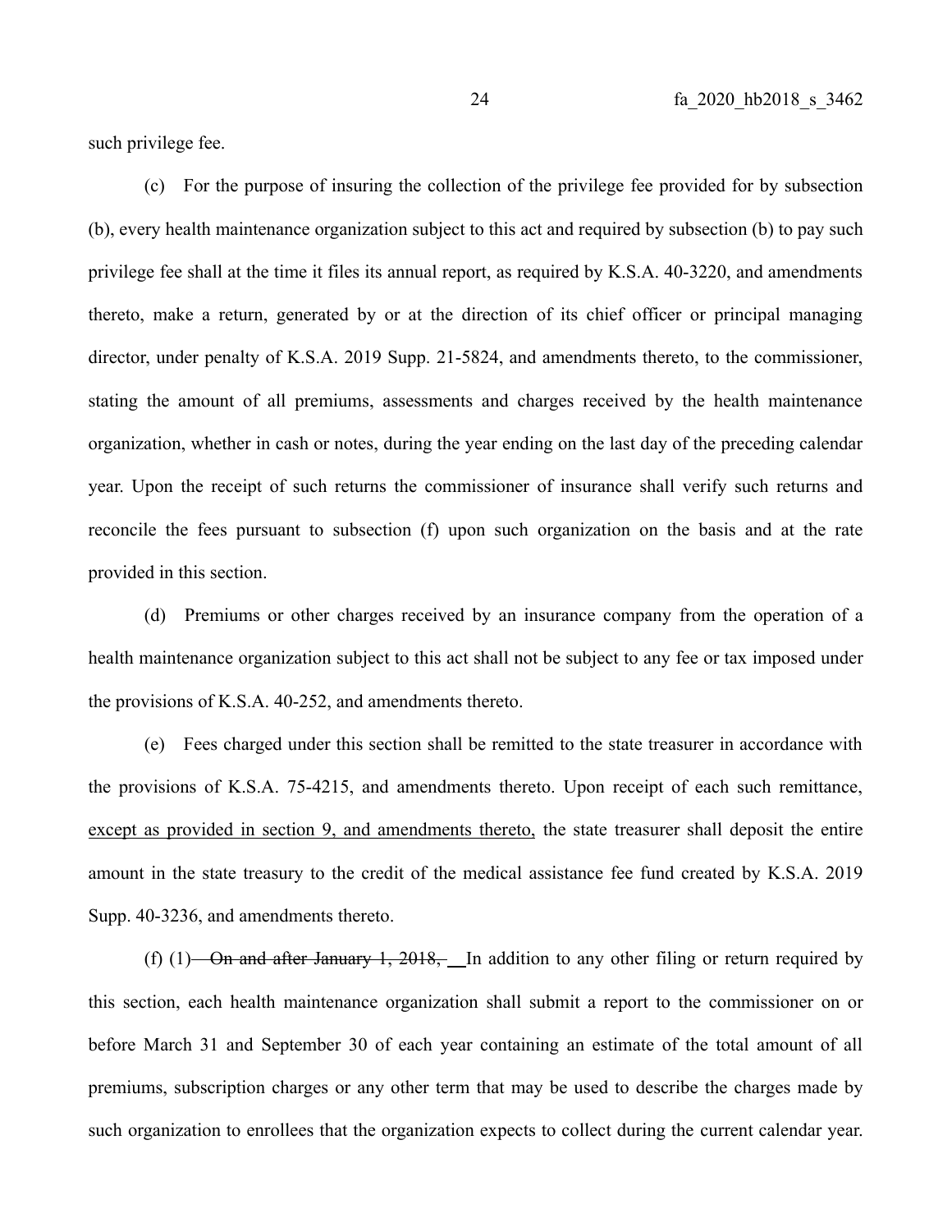such privilege fee.

(c) For the purpose of insuring the collection of the privilege fee provided for by subsection (b), every health maintenance organization subject to this act and required by subsection (b) to pay such privilege fee shall at the time it files its annual report, as required by K.S.A. 40-3220, and amendments thereto, make a return, generated by or at the direction of its chief officer or principal managing director, under penalty of K.S.A. 2019 Supp. 21-5824, and amendments thereto, to the commissioner, stating the amount of all premiums, assessments and charges received by the health maintenance organization, whether in cash or notes, during the year ending on the last day of the preceding calendar year. Upon the receipt of such returns the commissioner of insurance shall verify such returns and reconcile the fees pursuant to subsection (f) upon such organization on the basis and at the rate provided in this section.

(d) Premiums or other charges received by an insurance company from the operation of a health maintenance organization subject to this act shall not be subject to any fee or tax imposed under the provisions of K.S.A. 40-252, and amendments thereto.

(e) Fees charged under this section shall be remitted to the state treasurer in accordance with the provisions of K.S.A. 75-4215, and amendments thereto. Upon receipt of each such remittance, <u>except as provided in section 9, and amendments thereto,</u> the state treasurer shall deposit the entire amount in the state treasury to the credit of the medical assistance fee fund created by K.S.A. 2019 Supp. 40-3236, and amendments thereto.

(f) (1) ~~On and after January 1, 2018,~~ In addition to any other filing or return required by this section, each health maintenance organization shall submit a report to the commissioner on or before March 31 and September 30 of each year containing an estimate of the total amount of all premiums, subscription charges or any other term that may be used to describe the charges made by such organization to enrollees that the organization expects to collect during the current calendar year.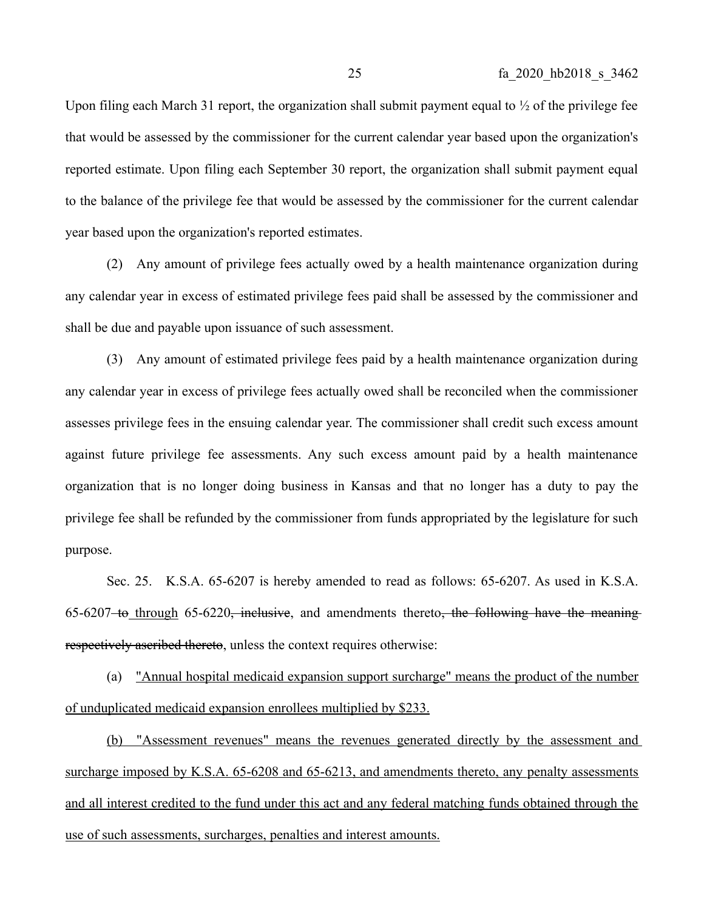Upon filing each March 31 report, the organization shall submit payment equal to ½ of the privilege fee that would be assessed by the commissioner for the current calendar year based upon the organization's reported estimate. Upon filing each September 30 report, the organization shall submit payment equal to the balance of the privilege fee that would be assessed by the commissioner for the current calendar year based upon the organization's reported estimates.

(2) Any amount of privilege fees actually owed by a health maintenance organization during any calendar year in excess of estimated privilege fees paid shall be assessed by the commissioner and shall be due and payable upon issuance of such assessment.

(3) Any amount of estimated privilege fees paid by a health maintenance organization during any calendar year in excess of privilege fees actually owed shall be reconciled when the commissioner assesses privilege fees in the ensuing calendar year. The commissioner shall credit such excess amount against future privilege fee assessments. Any such excess amount paid by a health maintenance organization that is no longer doing business in Kansas and that no longer has a duty to pay the privilege fee shall be refunded by the commissioner from funds appropriated by the legislature for such purpose.

Sec. 25. K.S.A. 65-6207 is hereby amended to read as follows: 65-6207. As used in K.S.A. 65-6207 ~~to~~ <u>through</u> 65-6220~~, inclusive~~, and amendments thereto~~, the following have the meaning respectively ascribed thereto~~, unless the context requires otherwise:

(a) <u>"Annual hospital medicaid expansion support surcharge" means the product of the number of unduplicated medicaid expansion enrollees multiplied by $233.</u>

<u>(b) "Assessment revenues" means the revenues generated directly by the assessment and surcharge imposed by K.S.A. 65-6208 and 65-6213, and amendments thereto, any penalty assessments and all interest credited to the fund under this act and any federal matching funds obtained through the use of such assessments, surcharges, penalties and interest amounts.</u>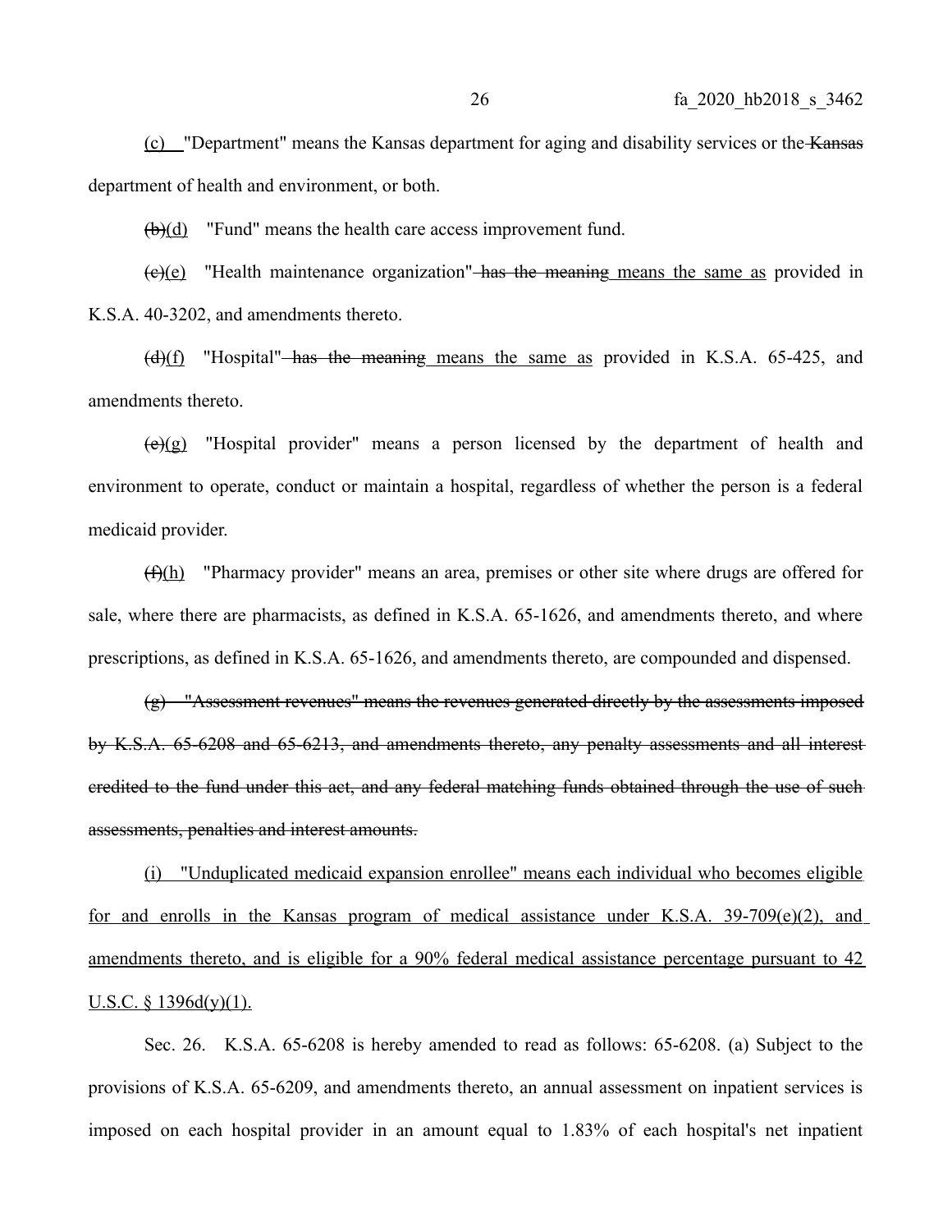(c) "Department" means the Kansas department for aging and disability services or the ~~Kansas~~ department of health and environment, or both.

~~(b)~~(d) "Fund" means the health care access improvement fund.

~~(c)~~(e) "Health maintenance organization" ~~has the meaning~~ means the same as provided in K.S.A. 40-3202, and amendments thereto.

~~(d)~~(f) "Hospital" ~~has the meaning~~ means the same as provided in K.S.A. 65-425, and amendments thereto.

~~(e)~~(g) "Hospital provider" means a person licensed by the department of health and environment to operate, conduct or maintain a hospital, regardless of whether the person is a federal medicaid provider.

~~(f)~~(h) "Pharmacy provider" means an area, premises or other site where drugs are offered for sale, where there are pharmacists, as defined in K.S.A. 65-1626, and amendments thereto, and where prescriptions, as defined in K.S.A. 65-1626, and amendments thereto, are compounded and dispensed.

~~(g) "Assessment revenues" means the revenues generated directly by the assessments imposed by K.S.A. 65-6208 and 65-6213, and amendments thereto, any penalty assessments and all interest credited to the fund under this act, and any federal matching funds obtained through the use of such assessments, penalties and interest amounts.~~

(i) "Unduplicated medicaid expansion enrollee" means each individual who becomes eligible for and enrolls in the Kansas program of medical assistance under K.S.A. 39-709(e)(2), and amendments thereto, and is eligible for a 90% federal medical assistance percentage pursuant to 42 U.S.C. § 1396d(y)(1).

Sec. 26. K.S.A. 65-6208 is hereby amended to read as follows: 65-6208. (a) Subject to the provisions of K.S.A. 65-6209, and amendments thereto, an annual assessment on inpatient services is imposed on each hospital provider in an amount equal to 1.83% of each hospital's net inpatient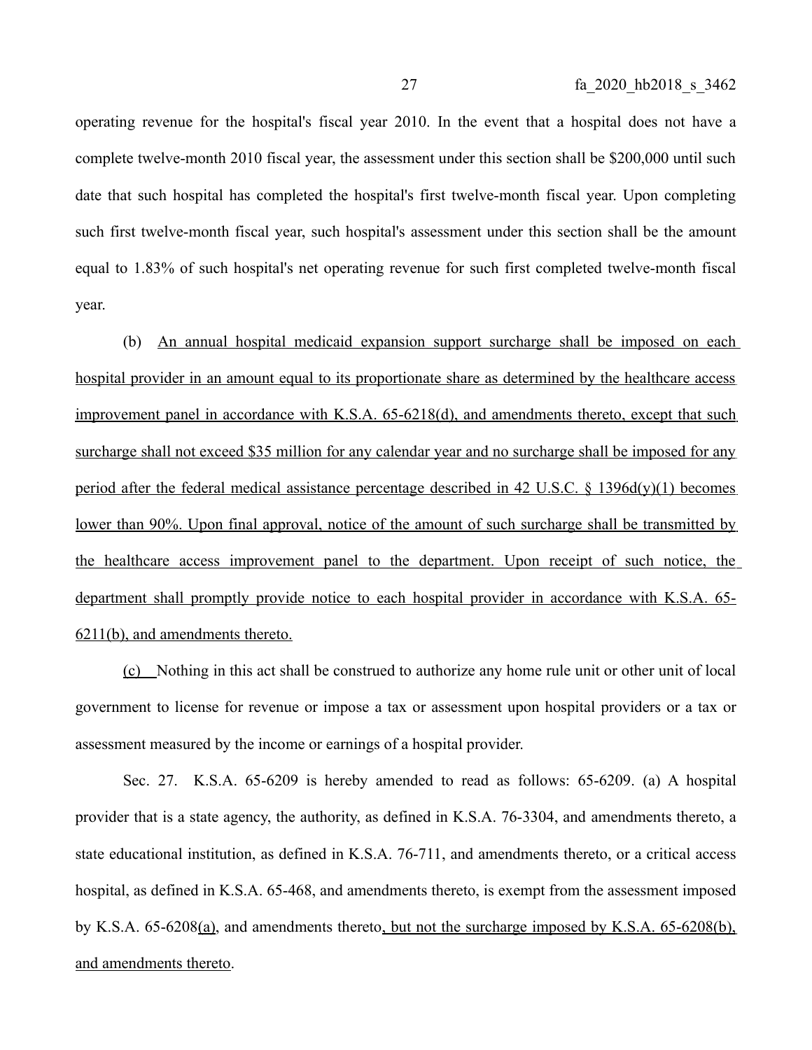operating revenue for the hospital's fiscal year 2010. In the event that a hospital does not have a complete twelve-month 2010 fiscal year, the assessment under this section shall be $200,000 until such date that such hospital has completed the hospital's first twelve-month fiscal year. Upon completing such first twelve-month fiscal year, such hospital's assessment under this section shall be the amount equal to 1.83% of such hospital's net operating revenue for such first completed twelve-month fiscal year.

(b) An annual hospital medicaid expansion support surcharge shall be imposed on each hospital provider in an amount equal to its proportionate share as determined by the healthcare access improvement panel in accordance with K.S.A. 65-6218(d), and amendments thereto, except that such surcharge shall not exceed $35 million for any calendar year and no surcharge shall be imposed for any period after the federal medical assistance percentage described in 42 U.S.C. § 1396d(y)(1) becomes lower than 90%. Upon final approval, notice of the amount of such surcharge shall be transmitted by the healthcare access improvement panel to the department. Upon receipt of such notice, the department shall promptly provide notice to each hospital provider in accordance with K.S.A. 65-6211(b), and amendments thereto.

(c) Nothing in this act shall be construed to authorize any home rule unit or other unit of local government to license for revenue or impose a tax or assessment upon hospital providers or a tax or assessment measured by the income or earnings of a hospital provider.

Sec. 27. K.S.A. 65-6209 is hereby amended to read as follows: 65-6209. (a) A hospital provider that is a state agency, the authority, as defined in K.S.A. 76-3304, and amendments thereto, a state educational institution, as defined in K.S.A. 76-711, and amendments thereto, or a critical access hospital, as defined in K.S.A. 65-468, and amendments thereto, is exempt from the assessment imposed by K.S.A. 65-6208(a), and amendments thereto, but not the surcharge imposed by K.S.A. 65-6208(b), and amendments thereto.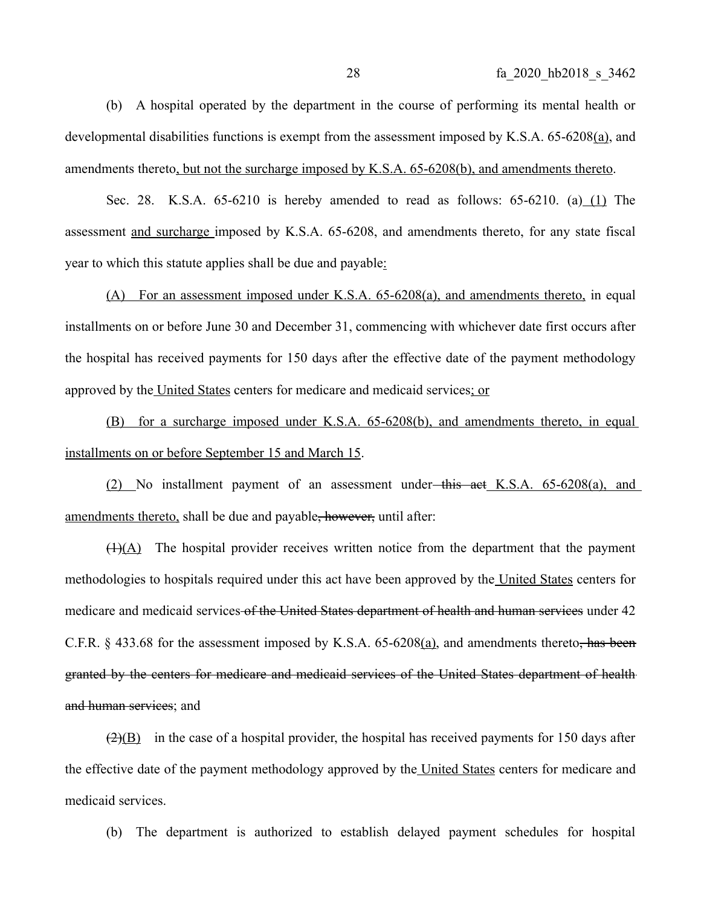(b) A hospital operated by the department in the course of performing its mental health or developmental disabilities functions is exempt from the assessment imposed by K.S.A. 65-6208(a), and amendments thereto, but not the surcharge imposed by K.S.A. 65-6208(b), and amendments thereto.

Sec. 28. K.S.A. 65-6210 is hereby amended to read as follows: 65-6210. (a) (1) The assessment and surcharge imposed by K.S.A. 65-6208, and amendments thereto, for any state fiscal year to which this statute applies shall be due and payable:

(A) For an assessment imposed under K.S.A. 65-6208(a), and amendments thereto, in equal installments on or before June 30 and December 31, commencing with whichever date first occurs after the hospital has received payments for 150 days after the effective date of the payment methodology approved by the United States centers for medicare and medicaid services; or

(B) for a surcharge imposed under K.S.A. 65-6208(b), and amendments thereto, in equal installments on or before September 15 and March 15.

(2) No installment payment of an assessment under ~~this act~~ K.S.A. 65-6208(a), and amendments thereto, shall be due and payable~~, however,~~ until after:

~~(1)~~(A) The hospital provider receives written notice from the department that the payment methodologies to hospitals required under this act have been approved by the United States centers for medicare and medicaid services ~~of the United States department of health and human services~~ under 42 C.F.R. § 433.68 for the assessment imposed by K.S.A. 65-6208(a), and amendments thereto~~, has been granted by the centers for medicare and medicaid services of the United States department of health and human services~~; and

~~(2)~~(B) in the case of a hospital provider, the hospital has received payments for 150 days after the effective date of the payment methodology approved by the United States centers for medicare and medicaid services.

(b) The department is authorized to establish delayed payment schedules for hospital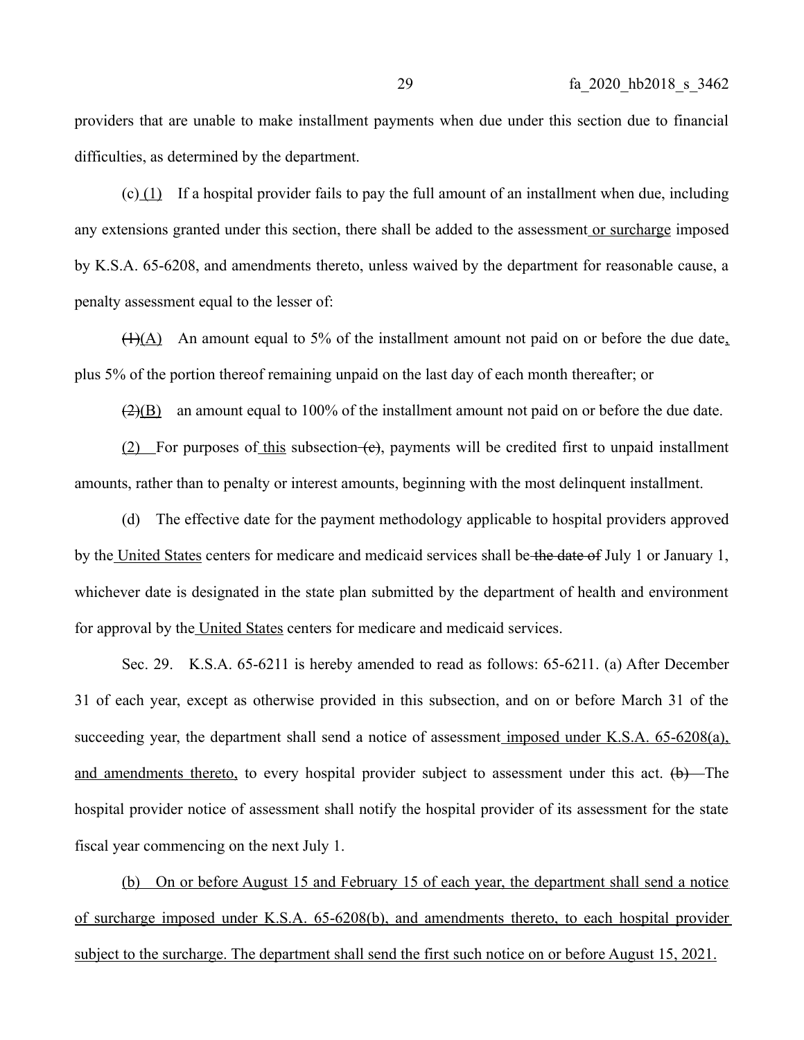providers that are unable to make installment payments when due under this section due to financial difficulties, as determined by the department.

(c) (1) If a hospital provider fails to pay the full amount of an installment when due, including any extensions granted under this section, there shall be added to the assessment or surcharge imposed by K.S.A. 65-6208, and amendments thereto, unless waived by the department for reasonable cause, a penalty assessment equal to the lesser of:

~~(1)~~(A) An amount equal to 5% of the installment amount not paid on or before the due date, plus 5% of the portion thereof remaining unpaid on the last day of each month thereafter; or

~~(2)~~(B) an amount equal to 100% of the installment amount not paid on or before the due date.

(2) For purposes of this subsection ~~(c)~~, payments will be credited first to unpaid installment amounts, rather than to penalty or interest amounts, beginning with the most delinquent installment.

(d) The effective date for the payment methodology applicable to hospital providers approved by the United States centers for medicare and medicaid services shall be ~~the date of~~ July 1 or January 1, whichever date is designated in the state plan submitted by the department of health and environment for approval by the United States centers for medicare and medicaid services.

Sec. 29. K.S.A. 65-6211 is hereby amended to read as follows: 65-6211. (a) After December 31 of each year, except as otherwise provided in this subsection, and on or before March 31 of the succeeding year, the department shall send a notice of assessment imposed under K.S.A. 65-6208(a), and amendments thereto, to every hospital provider subject to assessment under this act. ~~(b)~~ The hospital provider notice of assessment shall notify the hospital provider of its assessment for the state fiscal year commencing on the next July 1.

(b) On or before August 15 and February 15 of each year, the department shall send a notice of surcharge imposed under K.S.A. 65-6208(b), and amendments thereto, to each hospital provider subject to the surcharge. The department shall send the first such notice on or before August 15, 2021.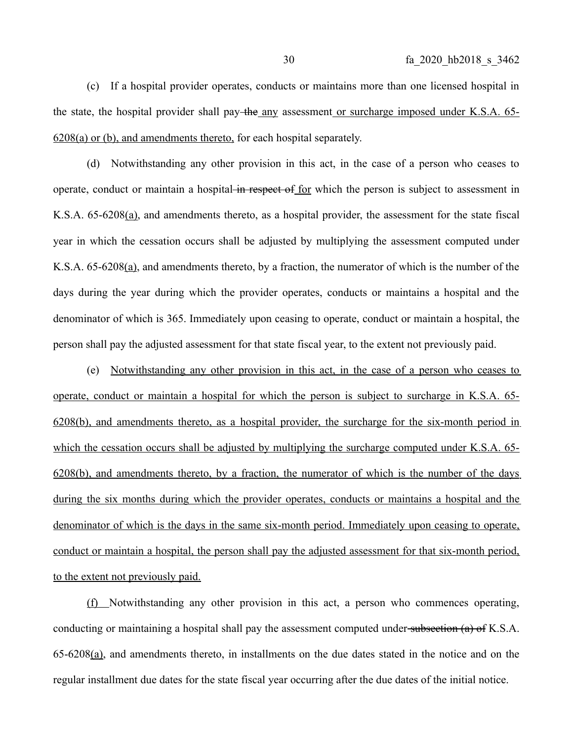(c) If a hospital provider operates, conducts or maintains more than one licensed hospital in the state, the hospital provider shall pay ~~the~~ <u>any</u> assessment <u>or surcharge imposed under K.S.A. 65-6208(a) or (b), and amendments thereto,</u> for each hospital separately.

(d) Notwithstanding any other provision in this act, in the case of a person who ceases to operate, conduct or maintain a hospital ~~in respect of~~ <u>for</u> which the person is subject to assessment in K.S.A. 65-6208<u>(a)</u>, and amendments thereto, as a hospital provider, the assessment for the state fiscal year in which the cessation occurs shall be adjusted by multiplying the assessment computed under K.S.A. 65-6208<u>(a)</u>, and amendments thereto, by a fraction, the numerator of which is the number of the days during the year during which the provider operates, conducts or maintains a hospital and the denominator of which is 365. Immediately upon ceasing to operate, conduct or maintain a hospital, the person shall pay the adjusted assessment for that state fiscal year, to the extent not previously paid.

(e) <u>Notwithstanding any other provision in this act, in the case of a person who ceases to operate, conduct or maintain a hospital for which the person is subject to surcharge in K.S.A. 65-6208(b), and amendments thereto, as a hospital provider, the surcharge for the six-month period in which the cessation occurs shall be adjusted by multiplying the surcharge computed under K.S.A. 65-6208(b), and amendments thereto, by a fraction, the numerator of which is the number of the days during the six months during which the provider operates, conducts or maintains a hospital and the denominator of which is the days in the same six-month period. Immediately upon ceasing to operate, conduct or maintain a hospital, the person shall pay the adjusted assessment for that six-month period, to the extent not previously paid.</u>

<u>(f)</u> Notwithstanding any other provision in this act, a person who commences operating, conducting or maintaining a hospital shall pay the assessment computed under ~~subsection (a) of~~ K.S.A. 65-6208<u>(a)</u>, and amendments thereto, in installments on the due dates stated in the notice and on the regular installment due dates for the state fiscal year occurring after the due dates of the initial notice.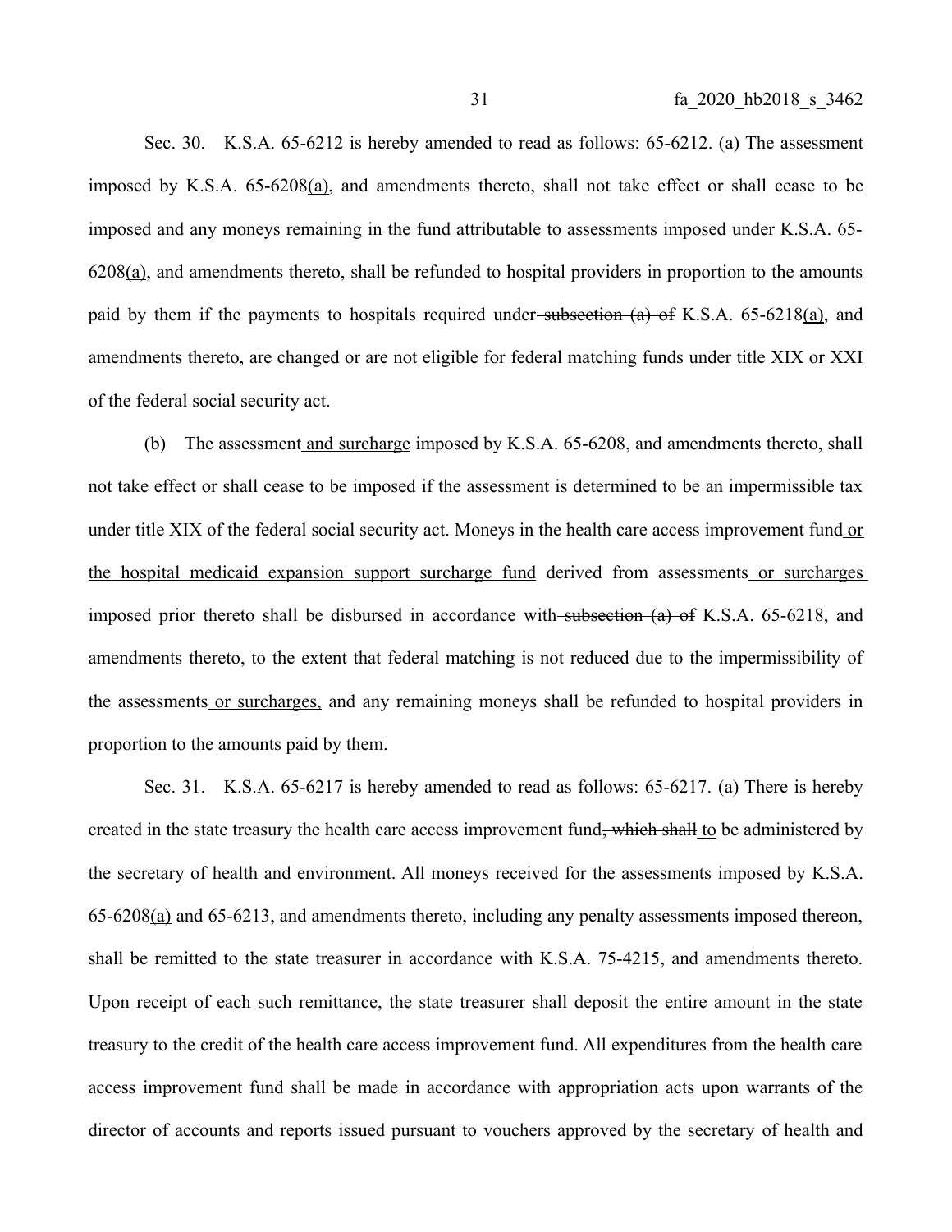Sec. 30. K.S.A. 65-6212 is hereby amended to read as follows: 65-6212. (a) The assessment imposed by K.S.A. 65-6208(a), and amendments thereto, shall not take effect or shall cease to be imposed and any moneys remaining in the fund attributable to assessments imposed under K.S.A. 65-6208(a), and amendments thereto, shall be refunded to hospital providers in proportion to the amounts paid by them if the payments to hospitals required under ~~subsection (a) of~~ K.S.A. 65-6218(a), and amendments thereto, are changed or are not eligible for federal matching funds under title XIX or XXI of the federal social security act.

(b) The assessment and surcharge imposed by K.S.A. 65-6208, and amendments thereto, shall not take effect or shall cease to be imposed if the assessment is determined to be an impermissible tax under title XIX of the federal social security act. Moneys in the health care access improvement fund or the hospital medicaid expansion support surcharge fund derived from assessments or surcharges imposed prior thereto shall be disbursed in accordance with ~~subsection (a) of~~ K.S.A. 65-6218, and amendments thereto, to the extent that federal matching is not reduced due to the impermissibility of the assessments or surcharges, and any remaining moneys shall be refunded to hospital providers in proportion to the amounts paid by them.

Sec. 31. K.S.A. 65-6217 is hereby amended to read as follows: 65-6217. (a) There is hereby created in the state treasury the health care access improvement fund~~, which shall~~ to be administered by the secretary of health and environment. All moneys received for the assessments imposed by K.S.A. 65-6208(a) and 65-6213, and amendments thereto, including any penalty assessments imposed thereon, shall be remitted to the state treasurer in accordance with K.S.A. 75-4215, and amendments thereto. Upon receipt of each such remittance, the state treasurer shall deposit the entire amount in the state treasury to the credit of the health care access improvement fund. All expenditures from the health care access improvement fund shall be made in accordance with appropriation acts upon warrants of the director of accounts and reports issued pursuant to vouchers approved by the secretary of health and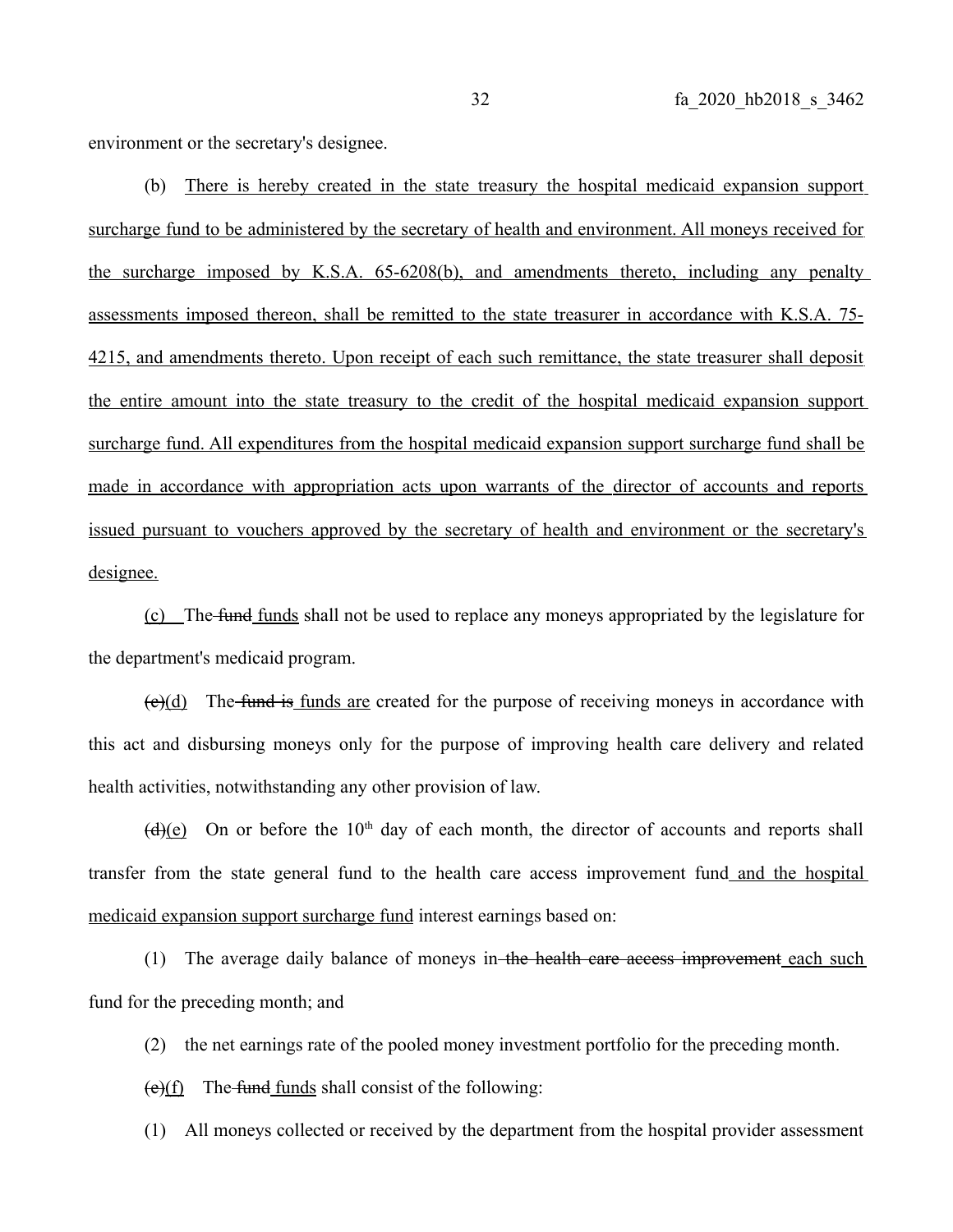environment or the secretary's designee.

(b) <u>There is hereby created in the state treasury the hospital medicaid expansion support surcharge fund to be administered by the secretary of health and environment. All moneys received for the surcharge imposed by K.S.A. 65-6208(b), and amendments thereto, including any penalty assessments imposed thereon, shall be remitted to the state treasurer in accordance with K.S.A. 75-4215, and amendments thereto. Upon receipt of each such remittance, the state treasurer shall deposit the entire amount into the state treasury to the credit of the hospital medicaid expansion support surcharge fund. All expenditures from the hospital medicaid expansion support surcharge fund shall be made in accordance with appropriation acts upon warrants of the director of accounts and reports issued pursuant to vouchers approved by the secretary of health and environment or the secretary's designee.</u>

<u>(c)</u> The ~~fund~~ <u>funds</u> shall not be used to replace any moneys appropriated by the legislature for the department's medicaid program.

~~(c)~~<u>(d)</u> The ~~fund is~~ <u>funds are</u> created for the purpose of receiving moneys in accordance with this act and disbursing moneys only for the purpose of improving health care delivery and related health activities, notwithstanding any other provision of law.

~~(d)~~<u>(e)</u> On or before the 10th day of each month, the director of accounts and reports shall transfer from the state general fund to the health care access improvement fund <u>and the hospital medicaid expansion support surcharge fund</u> interest earnings based on:

(1) The average daily balance of moneys in ~~the health care access improvement~~ <u>each such</u> fund for the preceding month; and

(2) the net earnings rate of the pooled money investment portfolio for the preceding month.

~~(e)~~<u>(f)</u> The ~~fund~~ <u>funds</u> shall consist of the following:

(1) All moneys collected or received by the department from the hospital provider assessment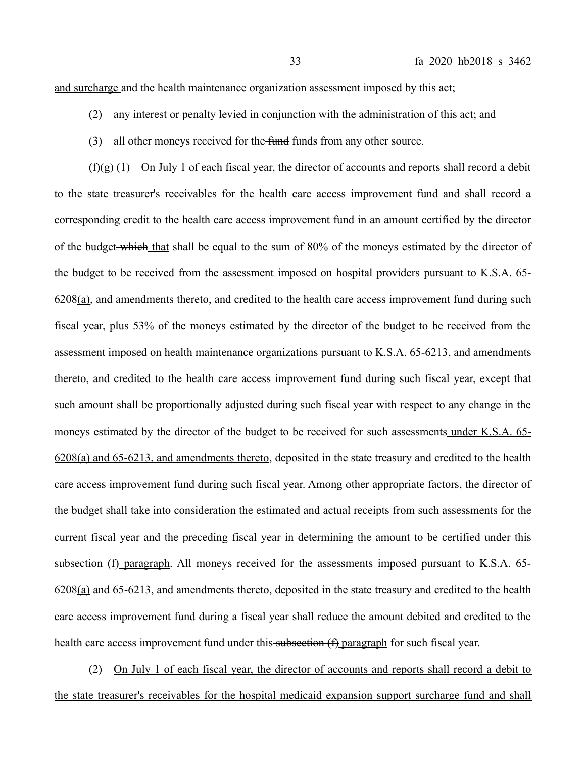and surcharge and the health maintenance organization assessment imposed by this act;

(2) any interest or penalty levied in conjunction with the administration of this act; and

(3) all other moneys received for the ~~fund~~ funds from any other source.

~~(f)~~(g) (1) On July 1 of each fiscal year, the director of accounts and reports shall record a debit to the state treasurer's receivables for the health care access improvement fund and shall record a corresponding credit to the health care access improvement fund in an amount certified by the director of the budget ~~which~~ that shall be equal to the sum of 80% of the moneys estimated by the director of the budget to be received from the assessment imposed on hospital providers pursuant to K.S.A. 65-6208(a), and amendments thereto, and credited to the health care access improvement fund during such fiscal year, plus 53% of the moneys estimated by the director of the budget to be received from the assessment imposed on health maintenance organizations pursuant to K.S.A. 65-6213, and amendments thereto, and credited to the health care access improvement fund during such fiscal year, except that such amount shall be proportionally adjusted during such fiscal year with respect to any change in the moneys estimated by the director of the budget to be received for such assessments under K.S.A. 65-6208(a) and 65-6213, and amendments thereto, deposited in the state treasury and credited to the health care access improvement fund during such fiscal year. Among other appropriate factors, the director of the budget shall take into consideration the estimated and actual receipts from such assessments for the current fiscal year and the preceding fiscal year in determining the amount to be certified under this ~~subsection (f)~~ paragraph. All moneys received for the assessments imposed pursuant to K.S.A. 65-6208(a) and 65-6213, and amendments thereto, deposited in the state treasury and credited to the health care access improvement fund during a fiscal year shall reduce the amount debited and credited to the health care access improvement fund under this ~~subsection (f)~~ paragraph for such fiscal year.

(2) On July 1 of each fiscal year, the director of accounts and reports shall record a debit to the state treasurer's receivables for the hospital medicaid expansion support surcharge fund and shall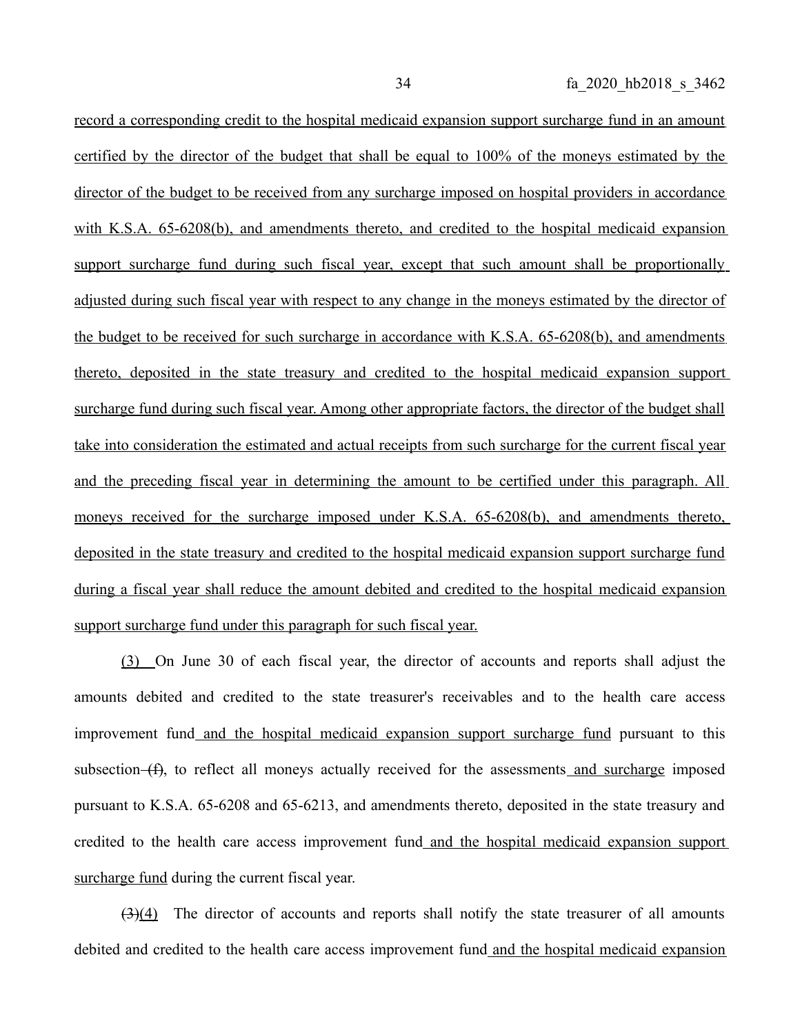record a corresponding credit to the hospital medicaid expansion support surcharge fund in an amount certified by the director of the budget that shall be equal to 100% of the moneys estimated by the director of the budget to be received from any surcharge imposed on hospital providers in accordance with K.S.A. 65-6208(b), and amendments thereto, and credited to the hospital medicaid expansion support surcharge fund during such fiscal year, except that such amount shall be proportionally adjusted during such fiscal year with respect to any change in the moneys estimated by the director of the budget to be received for such surcharge in accordance with K.S.A. 65-6208(b), and amendments thereto, deposited in the state treasury and credited to the hospital medicaid expansion support surcharge fund during such fiscal year. Among other appropriate factors, the director of the budget shall take into consideration the estimated and actual receipts from such surcharge for the current fiscal year and the preceding fiscal year in determining the amount to be certified under this paragraph. All moneys received for the surcharge imposed under K.S.A. 65-6208(b), and amendments thereto, deposited in the state treasury and credited to the hospital medicaid expansion support surcharge fund during a fiscal year shall reduce the amount debited and credited to the hospital medicaid expansion support surcharge fund under this paragraph for such fiscal year.

(3) On June 30 of each fiscal year, the director of accounts and reports shall adjust the amounts debited and credited to the state treasurer's receivables and to the health care access improvement fund and the hospital medicaid expansion support surcharge fund pursuant to this subsection ~~(f)~~, to reflect all moneys actually received for the assessments and surcharge imposed pursuant to K.S.A. 65-6208 and 65-6213, and amendments thereto, deposited in the state treasury and credited to the health care access improvement fund and the hospital medicaid expansion support surcharge fund during the current fiscal year.

~~(3)~~(4) The director of accounts and reports shall notify the state treasurer of all amounts debited and credited to the health care access improvement fund and the hospital medicaid expansion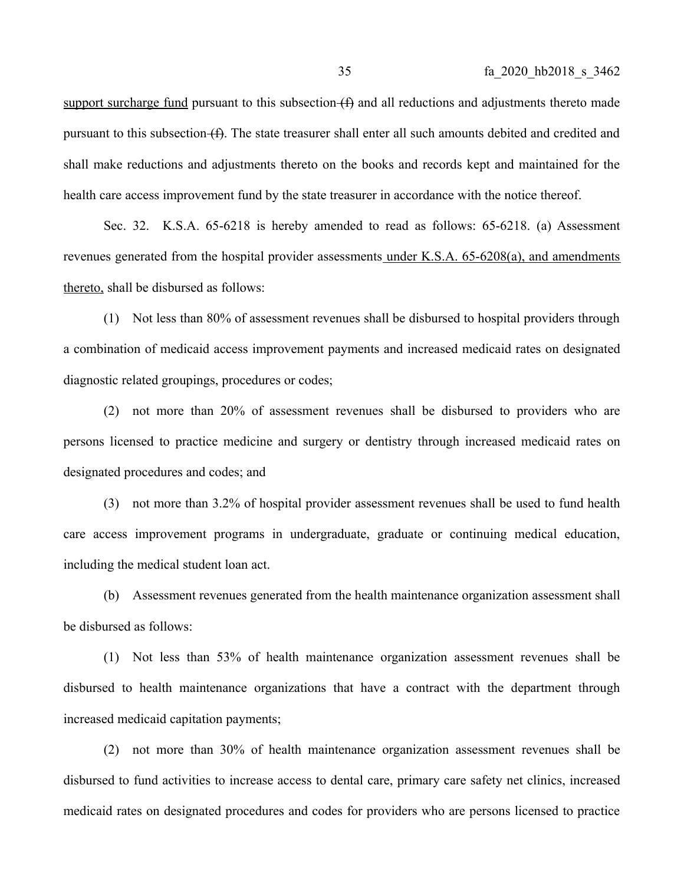support surcharge fund pursuant to this subsection (f) and all reductions and adjustments thereto made pursuant to this subsection (f). The state treasurer shall enter all such amounts debited and credited and shall make reductions and adjustments thereto on the books and records kept and maintained for the health care access improvement fund by the state treasurer in accordance with the notice thereof.

Sec. 32. K.S.A. 65-6218 is hereby amended to read as follows: 65-6218. (a) Assessment revenues generated from the hospital provider assessments under K.S.A. 65-6208(a), and amendments thereto, shall be disbursed as follows:

(1) Not less than 80% of assessment revenues shall be disbursed to hospital providers through a combination of medicaid access improvement payments and increased medicaid rates on designated diagnostic related groupings, procedures or codes;

(2) not more than 20% of assessment revenues shall be disbursed to providers who are persons licensed to practice medicine and surgery or dentistry through increased medicaid rates on designated procedures and codes; and

(3) not more than 3.2% of hospital provider assessment revenues shall be used to fund health care access improvement programs in undergraduate, graduate or continuing medical education, including the medical student loan act.

(b) Assessment revenues generated from the health maintenance organization assessment shall be disbursed as follows:

(1) Not less than 53% of health maintenance organization assessment revenues shall be disbursed to health maintenance organizations that have a contract with the department through increased medicaid capitation payments;

(2) not more than 30% of health maintenance organization assessment revenues shall be disbursed to fund activities to increase access to dental care, primary care safety net clinics, increased medicaid rates on designated procedures and codes for providers who are persons licensed to practice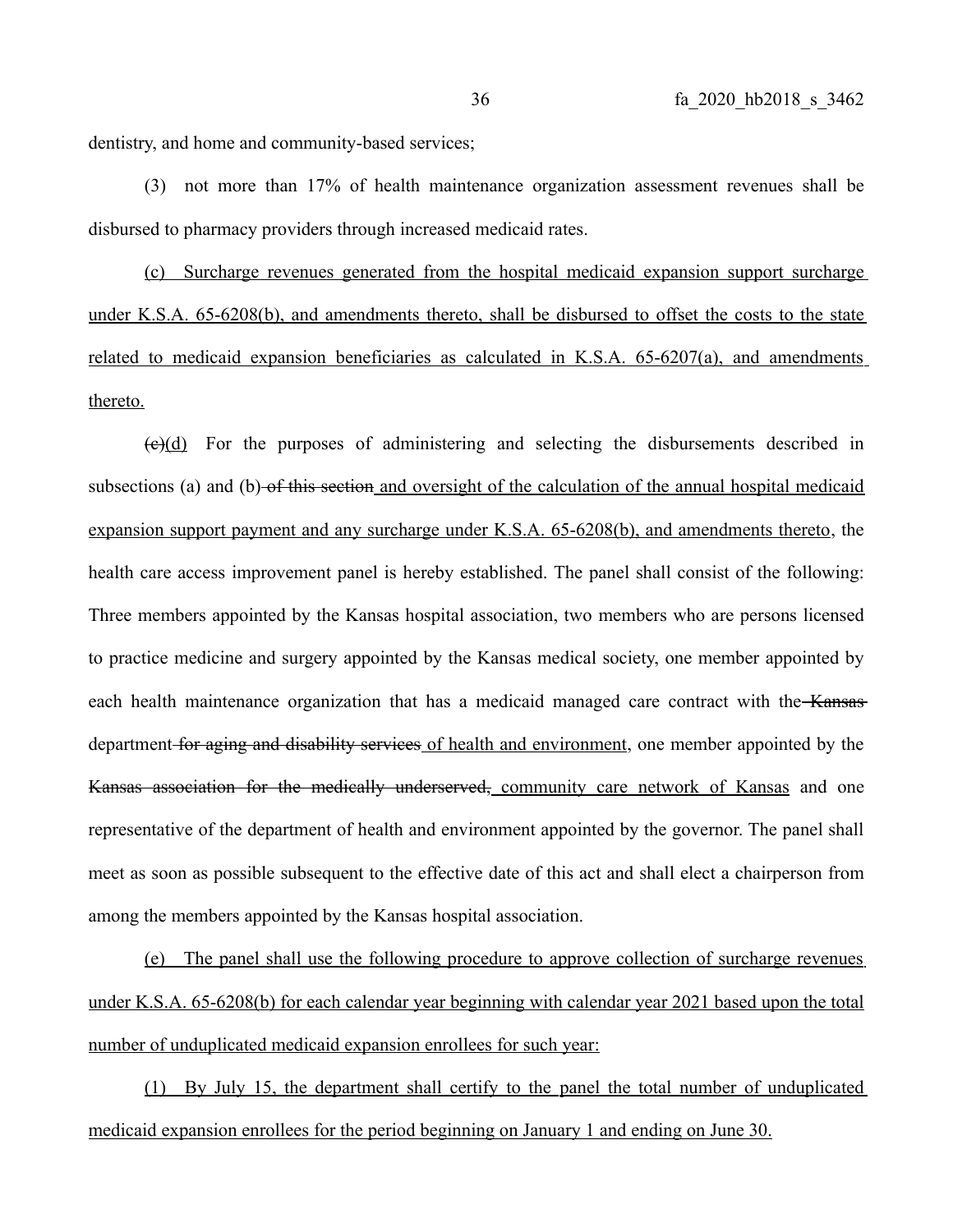dentistry, and home and community-based services;

(3) not more than 17% of health maintenance organization assessment revenues shall be disbursed to pharmacy providers through increased medicaid rates.

(c) Surcharge revenues generated from the hospital medicaid expansion support surcharge under K.S.A. 65-6208(b), and amendments thereto, shall be disbursed to offset the costs to the state related to medicaid expansion beneficiaries as calculated in K.S.A. 65-6207(a), and amendments thereto.

~~(c)~~(d) For the purposes of administering and selecting the disbursements described in subsections (a) and (b) ~~of this section~~ and oversight of the calculation of the annual hospital medicaid expansion support payment and any surcharge under K.S.A. 65-6208(b), and amendments thereto, the health care access improvement panel is hereby established. The panel shall consist of the following: Three members appointed by the Kansas hospital association, two members who are persons licensed to practice medicine and surgery appointed by the Kansas medical society, one member appointed by each health maintenance organization that has a medicaid managed care contract with the ~~Kansas~~ department ~~for aging and disability services~~ of health and environment, one member appointed by the ~~Kansas association for the medically underserved,~~ community care network of Kansas and one representative of the department of health and environment appointed by the governor. The panel shall meet as soon as possible subsequent to the effective date of this act and shall elect a chairperson from among the members appointed by the Kansas hospital association.

(e) The panel shall use the following procedure to approve collection of surcharge revenues under K.S.A. 65-6208(b) for each calendar year beginning with calendar year 2021 based upon the total number of unduplicated medicaid expansion enrollees for such year:

(1) By July 15, the department shall certify to the panel the total number of unduplicated medicaid expansion enrollees for the period beginning on January 1 and ending on June 30.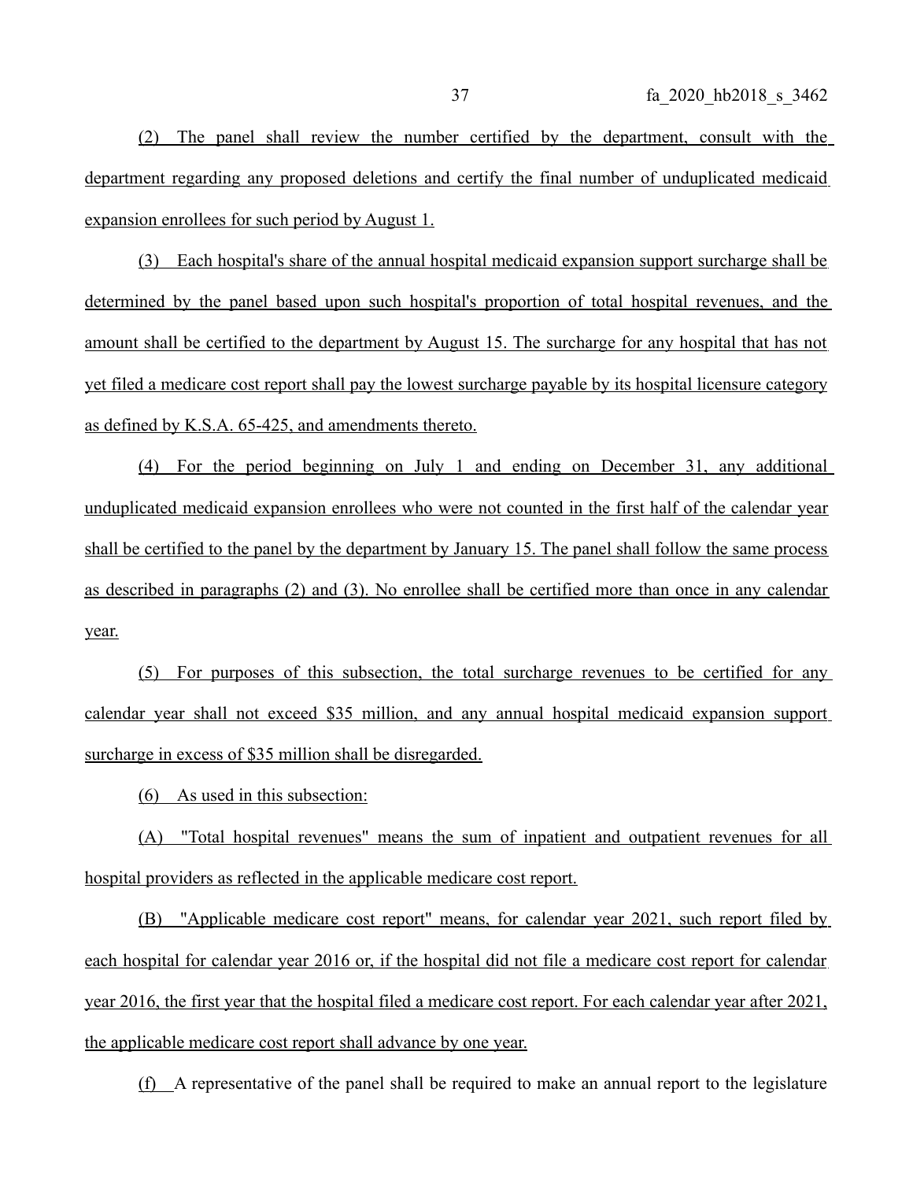(2) The panel shall review the number certified by the department, consult with the department regarding any proposed deletions and certify the final number of unduplicated medicaid expansion enrollees for such period by August 1.

(3) Each hospital's share of the annual hospital medicaid expansion support surcharge shall be determined by the panel based upon such hospital's proportion of total hospital revenues, and the amount shall be certified to the department by August 15. The surcharge for any hospital that has not yet filed a medicare cost report shall pay the lowest surcharge payable by its hospital licensure category as defined by K.S.A. 65-425, and amendments thereto.

(4) For the period beginning on July 1 and ending on December 31, any additional unduplicated medicaid expansion enrollees who were not counted in the first half of the calendar year shall be certified to the panel by the department by January 15. The panel shall follow the same process as described in paragraphs (2) and (3). No enrollee shall be certified more than once in any calendar year.

(5) For purposes of this subsection, the total surcharge revenues to be certified for any calendar year shall not exceed $35 million, and any annual hospital medicaid expansion support surcharge in excess of $35 million shall be disregarded.

(6) As used in this subsection:

(A) "Total hospital revenues" means the sum of inpatient and outpatient revenues for all hospital providers as reflected in the applicable medicare cost report.

(B) "Applicable medicare cost report" means, for calendar year 2021, such report filed by each hospital for calendar year 2016 or, if the hospital did not file a medicare cost report for calendar year 2016, the first year that the hospital filed a medicare cost report. For each calendar year after 2021, the applicable medicare cost report shall advance by one year.

(f) A representative of the panel shall be required to make an annual report to the legislature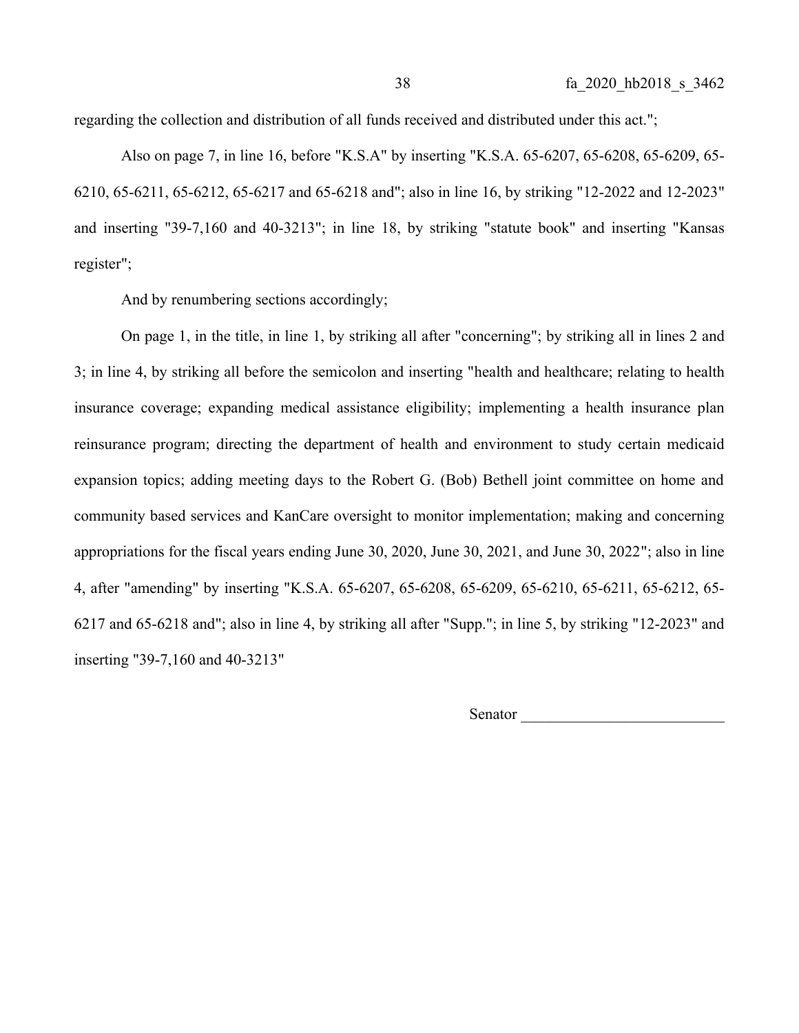regarding the collection and distribution of all funds received and distributed under this act.";

Also on page 7, in line 16, before "K.S.A" by inserting "K.S.A. 65-6207, 65-6208, 65-6209, 65-6210, 65-6211, 65-6212, 65-6217 and 65-6218 and"; also in line 16, by striking "12-2022 and 12-2023" and inserting "39-7,160 and 40-3213"; in line 18, by striking "statute book" and inserting "Kansas register";

And by renumbering sections accordingly;

On page 1, in the title, in line 1, by striking all after "concerning"; by striking all in lines 2 and 3; in line 4, by striking all before the semicolon and inserting "health and healthcare; relating to health insurance coverage; expanding medical assistance eligibility; implementing a health insurance plan reinsurance program; directing the department of health and environment to study certain medicaid expansion topics; adding meeting days to the Robert G. (Bob) Bethell joint committee on home and community based services and KanCare oversight to monitor implementation; making and concerning appropriations for the fiscal years ending June 30, 2020, June 30, 2021, and June 30, 2022"; also in line 4, after "amending" by inserting "K.S.A. 65-6207, 65-6208, 65-6209, 65-6210, 65-6211, 65-6212, 65-6217 and 65-6218 and"; also in line 4, by striking all after "Supp."; in line 5, by striking "12-2023" and inserting "39-7,160 and 40-3213"

Senator \_\_\_\_\_\_\_\_\_\_\_\_\_\_\_\_\_\_\_\_\_\_\_\_\_